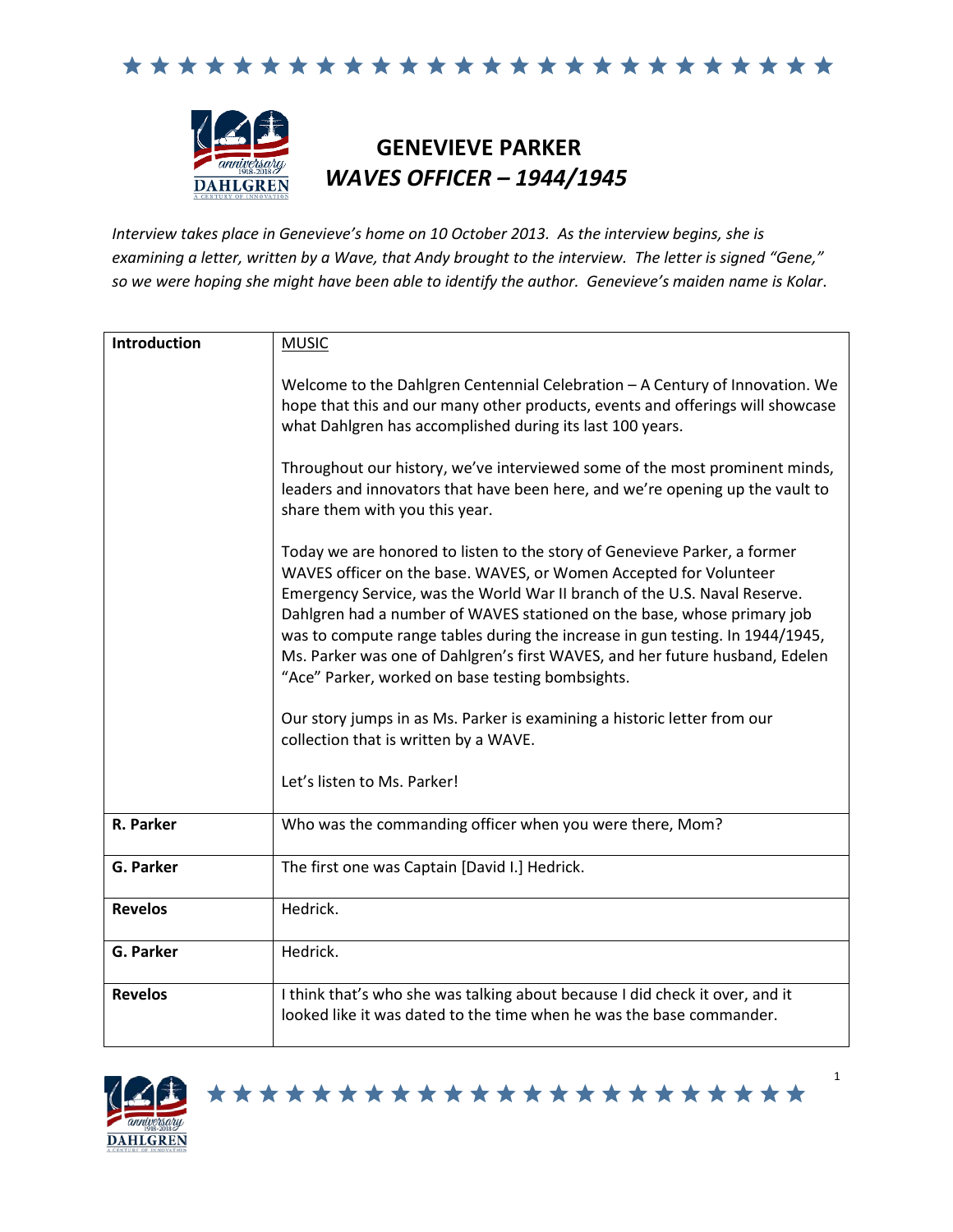# GENEVIEVE PARKER

## *WAVES OFFICER – 1944/1945*

*Interview takes place in Genevieve's home on 10 October 2013. As the interview begins, she is examining a letter, written by a Wave, that Andy brought to the interview. The letter is signed "Gene," so we were hoping she might have been able to identify the author. Genevieve's maiden name is Kolar.*

| **Introduction** | MUSIC<br><br>Welcome to the Dahlgren Centennial Celebration – A Century of Innovation. We hope that this and our many other products, events and offerings will showcase what Dahlgren has accomplished during its last 100 years.<br><br>Throughout our history, we've interviewed some of the most prominent minds, leaders and innovators that have been here, and we're opening up the vault to share them with you this year.<br><br>Today we are honored to listen to the story of Genevieve Parker, a former WAVES officer on the base. WAVES, or Women Accepted for Volunteer Emergency Service, was the World War II branch of the U.S. Naval Reserve. Dahlgren had a number of WAVES stationed on the base, whose primary job was to compute range tables during the increase in gun testing. In 1944/1945, Ms. Parker was one of Dahlgren's first WAVES, and her future husband, Edelen "Ace" Parker, worked on base testing bombsights.<br><br>Our story jumps in as Ms. Parker is examining a historic letter from our collection that is written by a WAVE.<br><br>Let's listen to Ms. Parker! |
|---|---|
| **R. Parker** | Who was the commanding officer when you were there, Mom? |
| **G. Parker** | The first one was Captain [David I.] Hedrick. |
| **Revelos** | Hedrick. |
| **G. Parker** | Hedrick. |
| **Revelos** | I think that's who she was talking about because I did check it over, and it looked like it was dated to the time when he was the base commander. |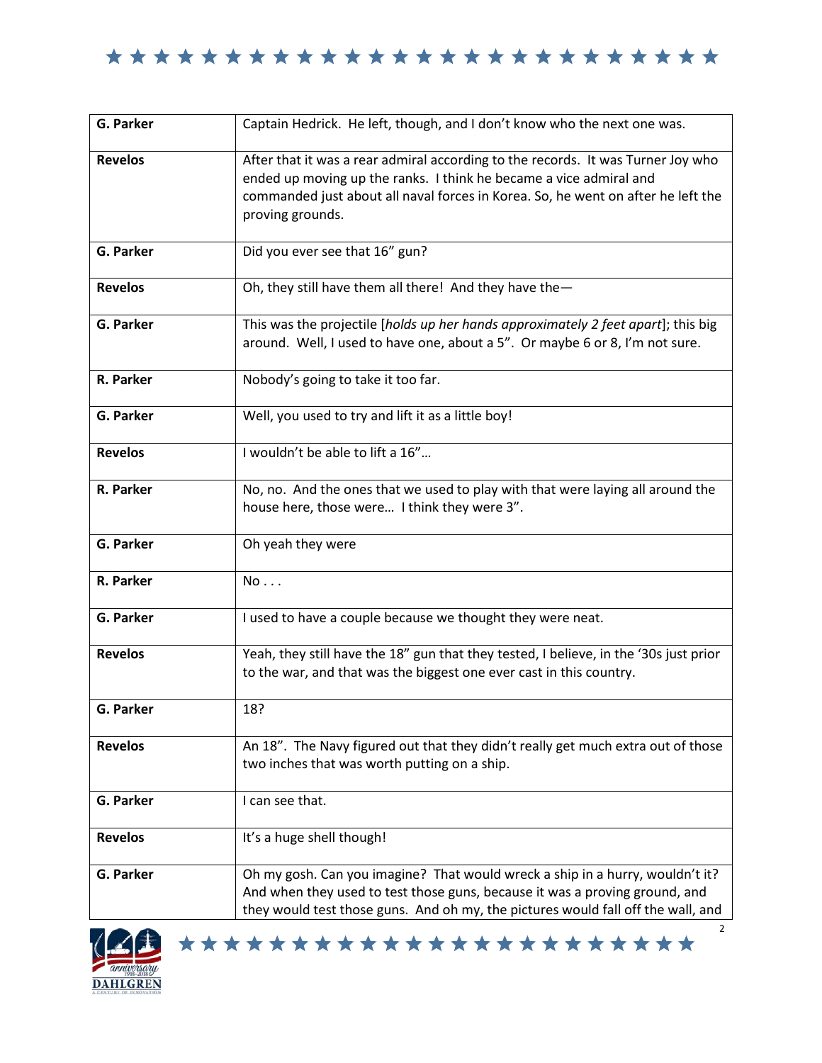| | |
|---|---|
| **G. Parker** | Captain Hedrick. He left, though, and I don't know who the next one was. |
| **Revelos** | After that it was a rear admiral according to the records. It was Turner Joy who ended up moving up the ranks. I think he became a vice admiral and commanded just about all naval forces in Korea. So, he went on after he left the proving grounds. |
| **G. Parker** | Did you ever see that 16" gun? |
| **Revelos** | Oh, they still have them all there! And they have the— |
| **G. Parker** | This was the projectile [*holds up her hands approximately 2 feet apart*]; this big around. Well, I used to have one, about a 5". Or maybe 6 or 8, I'm not sure. |
| **R. Parker** | Nobody's going to take it too far. |
| **G. Parker** | Well, you used to try and lift it as a little boy! |
| **Revelos** | I wouldn't be able to lift a 16"… |
| **R. Parker** | No, no. And the ones that we used to play with that were laying all around the house here, those were… I think they were 3". |
| **G. Parker** | Oh yeah they were |
| **R. Parker** | No . . . |
| **G. Parker** | I used to have a couple because we thought they were neat. |
| **Revelos** | Yeah, they still have the 18" gun that they tested, I believe, in the '30s just prior to the war, and that was the biggest one ever cast in this country. |
| **G. Parker** | 18? |
| **Revelos** | An 18". The Navy figured out that they didn't really get much extra out of those two inches that was worth putting on a ship. |
| **G. Parker** | I can see that. |
| **Revelos** | It's a huge shell though! |
| **G. Parker** | Oh my gosh. Can you imagine? That would wreck a ship in a hurry, wouldn't it? And when they used to test those guns, because it was a proving ground, and they would test those guns. And oh my, the pictures would fall off the wall, and |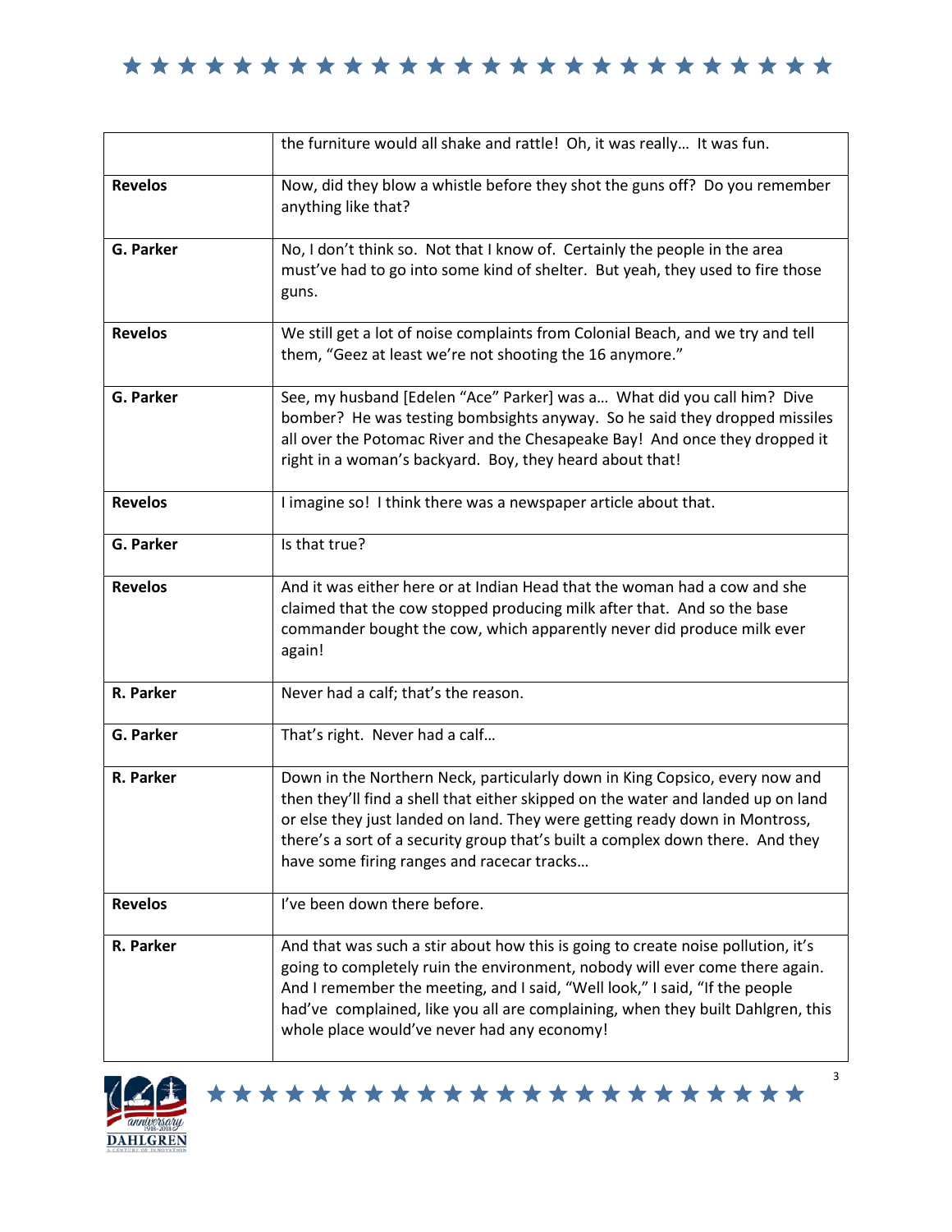| | |
|---|---|
| | the furniture would all shake and rattle! Oh, it was really… It was fun. |
| **Revelos** | Now, did they blow a whistle before they shot the guns off? Do you remember anything like that? |
| **G. Parker** | No, I don't think so. Not that I know of. Certainly the people in the area must've had to go into some kind of shelter. But yeah, they used to fire those guns. |
| **Revelos** | We still get a lot of noise complaints from Colonial Beach, and we try and tell them, "Geez at least we're not shooting the 16 anymore." |
| **G. Parker** | See, my husband [Edelen "Ace" Parker] was a… What did you call him? Dive bomber? He was testing bombsights anyway. So he said they dropped missiles all over the Potomac River and the Chesapeake Bay! And once they dropped it right in a woman's backyard. Boy, they heard about that! |
| **Revelos** | I imagine so! I think there was a newspaper article about that. |
| **G. Parker** | Is that true? |
| **Revelos** | And it was either here or at Indian Head that the woman had a cow and she claimed that the cow stopped producing milk after that. And so the base commander bought the cow, which apparently never did produce milk ever again! |
| **R. Parker** | Never had a calf; that's the reason. |
| **G. Parker** | That's right. Never had a calf… |
| **R. Parker** | Down in the Northern Neck, particularly down in King Copsico, every now and then they'll find a shell that either skipped on the water and landed up on land or else they just landed on land. They were getting ready down in Montross, there's a sort of a security group that's built a complex down there. And they have some firing ranges and racecar tracks… |
| **Revelos** | I've been down there before. |
| **R. Parker** | And that was such a stir about how this is going to create noise pollution, it's going to completely ruin the environment, nobody will ever come there again. And I remember the meeting, and I said, "Well look," I said, "If the people had've complained, like you all are complaining, when they built Dahlgren, this whole place would've never had any economy! |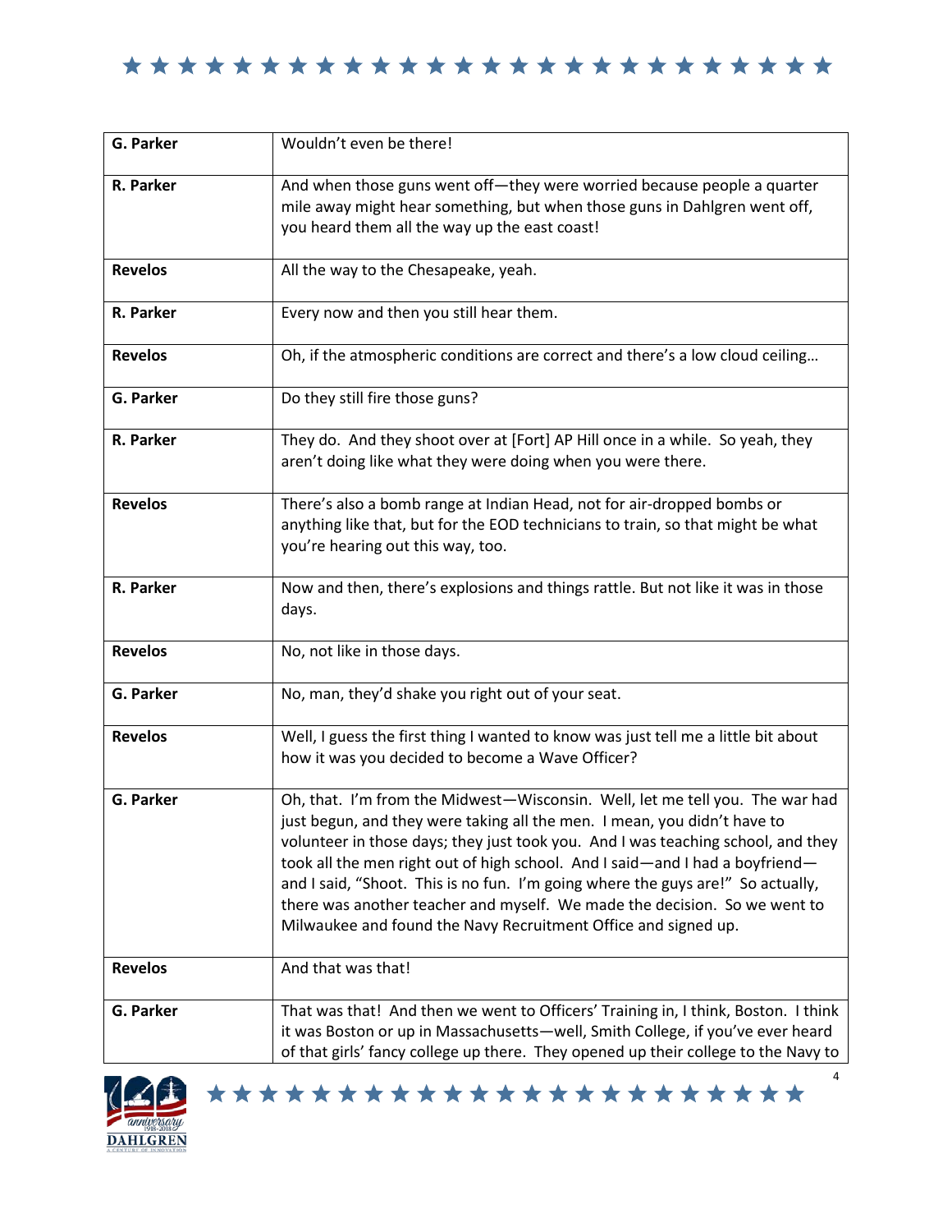| | |
|---|---|
| **G. Parker** | Wouldn't even be there! |
| **R. Parker** | And when those guns went off—they were worried because people a quarter mile away might hear something, but when those guns in Dahlgren went off, you heard them all the way up the east coast! |
| **Revelos** | All the way to the Chesapeake, yeah. |
| **R. Parker** | Every now and then you still hear them. |
| **Revelos** | Oh, if the atmospheric conditions are correct and there's a low cloud ceiling… |
| **G. Parker** | Do they still fire those guns? |
| **R. Parker** | They do. And they shoot over at [Fort] AP Hill once in a while. So yeah, they aren't doing like what they were doing when you were there. |
| **Revelos** | There's also a bomb range at Indian Head, not for air-dropped bombs or anything like that, but for the EOD technicians to train, so that might be what you're hearing out this way, too. |
| **R. Parker** | Now and then, there's explosions and things rattle. But not like it was in those days. |
| **Revelos** | No, not like in those days. |
| **G. Parker** | No, man, they'd shake you right out of your seat. |
| **Revelos** | Well, I guess the first thing I wanted to know was just tell me a little bit about how it was you decided to become a Wave Officer? |
| **G. Parker** | Oh, that. I'm from the Midwest—Wisconsin. Well, let me tell you. The war had just begun, and they were taking all the men. I mean, you didn't have to volunteer in those days; they just took you. And I was teaching school, and they took all the men right out of high school. And I said—and I had a boyfriend—and I said, "Shoot. This is no fun. I'm going where the guys are!" So actually, there was another teacher and myself. We made the decision. So we went to Milwaukee and found the Navy Recruitment Office and signed up. |
| **Revelos** | And that was that! |
| **G. Parker** | That was that! And then we went to Officers' Training in, I think, Boston. I think it was Boston or up in Massachusetts—well, Smith College, if you've ever heard of that girls' fancy college up there. They opened up their college to the Navy to |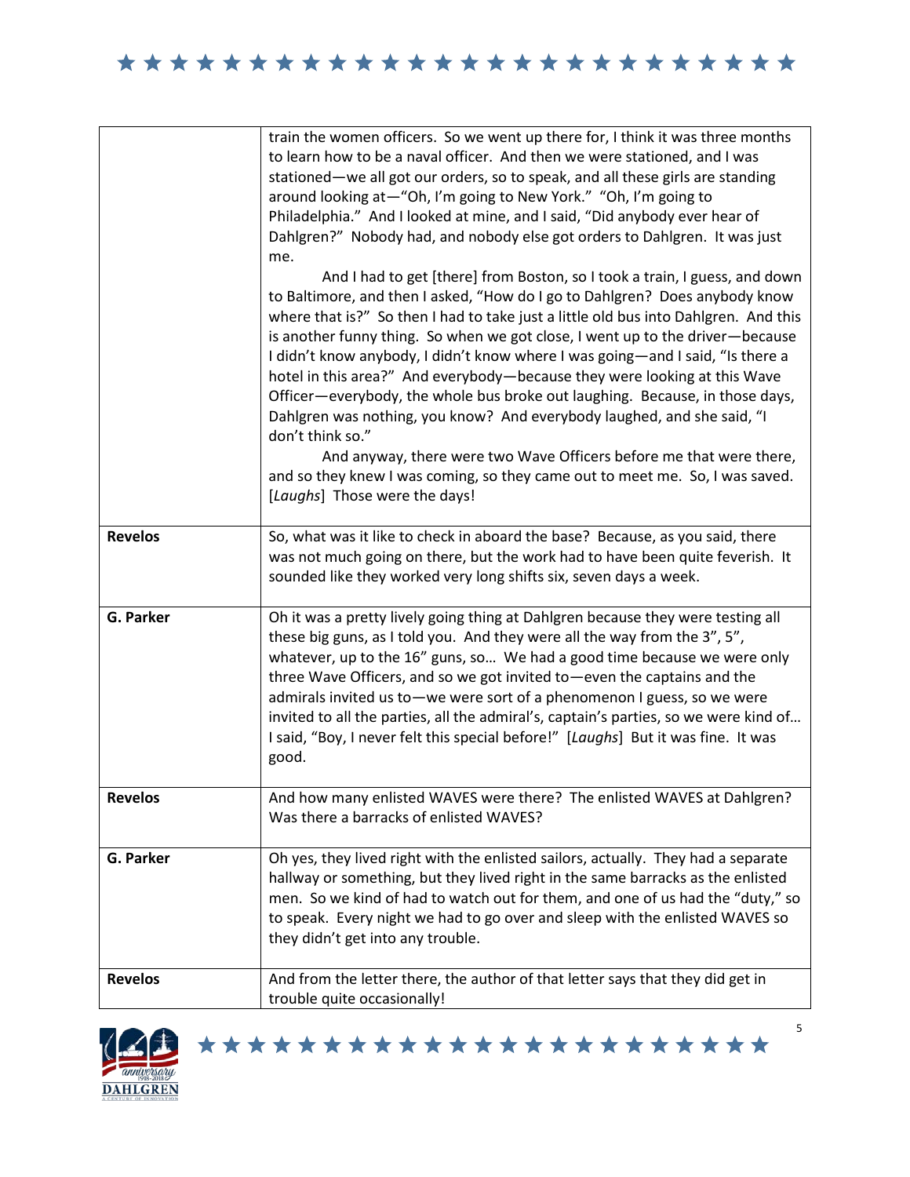| | |
|---|---|
| | train the women officers. So we went up there for, I think it was three months to learn how to be a naval officer. And then we were stationed, and I was stationed—we all got our orders, so to speak, and all these girls are standing around looking at—"Oh, I'm going to New York." "Oh, I'm going to Philadelphia." And I looked at mine, and I said, "Did anybody ever hear of Dahlgren?" Nobody had, and nobody else got orders to Dahlgren. It was just me.<br>And I had to get [there] from Boston, so I took a train, I guess, and down to Baltimore, and then I asked, "How do I go to Dahlgren? Does anybody know where that is?" So then I had to take just a little old bus into Dahlgren. And this is another funny thing. So when we got close, I went up to the driver—because I didn't know anybody, I didn't know where I was going—and I said, "Is there a hotel in this area?" And everybody—because they were looking at this Wave Officer—everybody, the whole bus broke out laughing. Because, in those days, Dahlgren was nothing, you know? And everybody laughed, and she said, "I don't think so."<br>And anyway, there were two Wave Officers before me that were there, and so they knew I was coming, so they came out to meet me. So, I was saved. [*Laughs*] Those were the days! |
| **Revelos** | So, what was it like to check in aboard the base? Because, as you said, there was not much going on there, but the work had to have been quite feverish. It sounded like they worked very long shifts six, seven days a week. |
| **G. Parker** | Oh it was a pretty lively going thing at Dahlgren because they were testing all these big guns, as I told you. And they were all the way from the 3", 5", whatever, up to the 16" guns, so… We had a good time because we were only three Wave Officers, and so we got invited to—even the captains and the admirals invited us to—we were sort of a phenomenon I guess, so we were invited to all the parties, all the admiral's, captain's parties, so we were kind of… I said, "Boy, I never felt this special before!" [*Laughs*] But it was fine. It was good. |
| **Revelos** | And how many enlisted WAVES were there? The enlisted WAVES at Dahlgren? Was there a barracks of enlisted WAVES? |
| **G. Parker** | Oh yes, they lived right with the enlisted sailors, actually. They had a separate hallway or something, but they lived right in the same barracks as the enlisted men. So we kind of had to watch out for them, and one of us had the "duty," so to speak. Every night we had to go over and sleep with the enlisted WAVES so they didn't get into any trouble. |
| **Revelos** | And from the letter there, the author of that letter says that they did get in trouble quite occasionally! |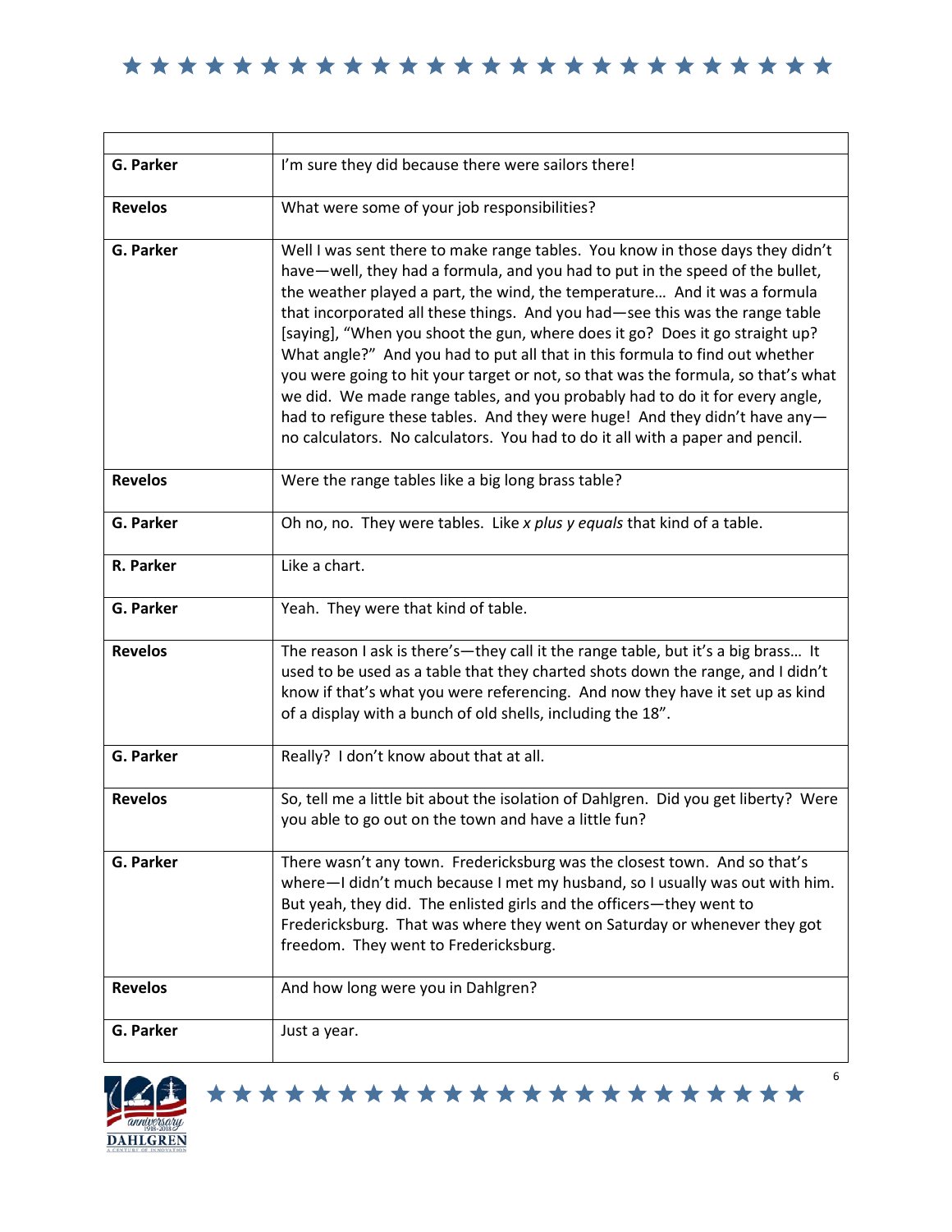| | |
|---|---|
| **G. Parker** | I'm sure they did because there were sailors there! |
| **Revelos** | What were some of your job responsibilities? |
| **G. Parker** | Well I was sent there to make range tables. You know in those days they didn't have—well, they had a formula, and you had to put in the speed of the bullet, the weather played a part, the wind, the temperature… And it was a formula that incorporated all these things. And you had—see this was the range table [saying], "When you shoot the gun, where does it go? Does it go straight up? What angle?" And you had to put all that in this formula to find out whether you were going to hit your target or not, so that was the formula, so that's what we did. We made range tables, and you probably had to do it for every angle, had to refigure these tables. And they were huge! And they didn't have any—no calculators. No calculators. You had to do it all with a paper and pencil. |
| **Revelos** | Were the range tables like a big long brass table? |
| **G. Parker** | Oh no, no. They were tables. Like *x plus y equals* that kind of a table. |
| **R. Parker** | Like a chart. |
| **G. Parker** | Yeah. They were that kind of table. |
| **Revelos** | The reason I ask is there's—they call it the range table, but it's a big brass… It used to be used as a table that they charted shots down the range, and I didn't know if that's what you were referencing. And now they have it set up as kind of a display with a bunch of old shells, including the 18". |
| **G. Parker** | Really? I don't know about that at all. |
| **Revelos** | So, tell me a little bit about the isolation of Dahlgren. Did you get liberty? Were you able to go out on the town and have a little fun? |
| **G. Parker** | There wasn't any town. Fredericksburg was the closest town. And so that's where—I didn't much because I met my husband, so I usually was out with him. But yeah, they did. The enlisted girls and the officers—they went to Fredericksburg. That was where they went on Saturday or whenever they got freedom. They went to Fredericksburg. |
| **Revelos** | And how long were you in Dahlgren? |
| **G. Parker** | Just a year. |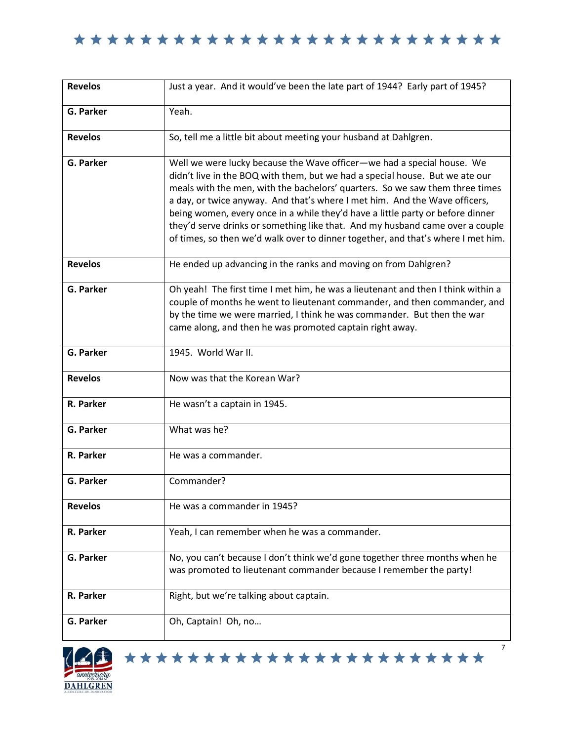| | |
|---|---|
| **Revelos** | Just a year. And it would've been the late part of 1944? Early part of 1945? |
| **G. Parker** | Yeah. |
| **Revelos** | So, tell me a little bit about meeting your husband at Dahlgren. |
| **G. Parker** | Well we were lucky because the Wave officer—we had a special house. We didn't live in the BOQ with them, but we had a special house. But we ate our meals with the men, with the bachelors' quarters. So we saw them three times a day, or twice anyway. And that's where I met him. And the Wave officers, being women, every once in a while they'd have a little party or before dinner they'd serve drinks or something like that. And my husband came over a couple of times, so then we'd walk over to dinner together, and that's where I met him. |
| **Revelos** | He ended up advancing in the ranks and moving on from Dahlgren? |
| **G. Parker** | Oh yeah! The first time I met him, he was a lieutenant and then I think within a couple of months he went to lieutenant commander, and then commander, and by the time we were married, I think he was commander. But then the war came along, and then he was promoted captain right away. |
| **G. Parker** | 1945. World War II. |
| **Revelos** | Now was that the Korean War? |
| **R. Parker** | He wasn't a captain in 1945. |
| **G. Parker** | What was he? |
| **R. Parker** | He was a commander. |
| **G. Parker** | Commander? |
| **Revelos** | He was a commander in 1945? |
| **R. Parker** | Yeah, I can remember when he was a commander. |
| **G. Parker** | No, you can't because I don't think we'd gone together three months when he was promoted to lieutenant commander because I remember the party! |
| **R. Parker** | Right, but we're talking about captain. |
| **G. Parker** | Oh, Captain! Oh, no… |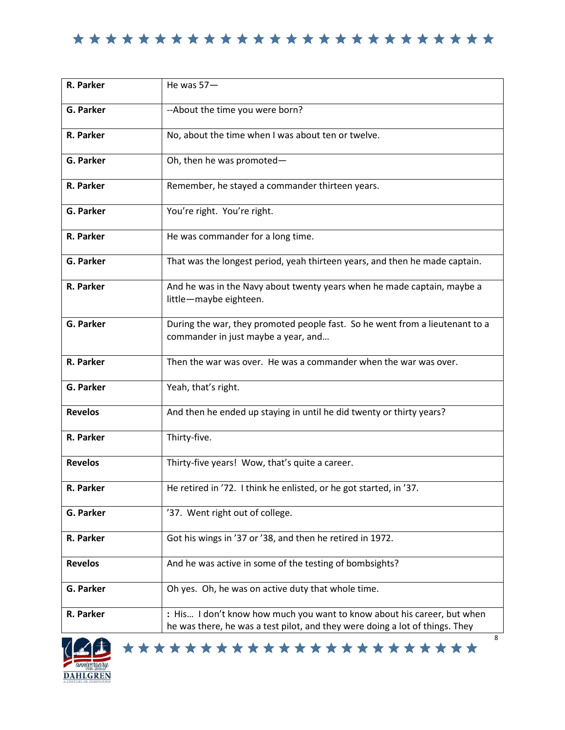| | |
|---|---|
| **R. Parker** | He was 57— |
| **G. Parker** | --About the time you were born? |
| **R. Parker** | No, about the time when I was about ten or twelve. |
| **G. Parker** | Oh, then he was promoted— |
| **R. Parker** | Remember, he stayed a commander thirteen years. |
| **G. Parker** | You're right. You're right. |
| **R. Parker** | He was commander for a long time. |
| **G. Parker** | That was the longest period, yeah thirteen years, and then he made captain. |
| **R. Parker** | And he was in the Navy about twenty years when he made captain, maybe a little—maybe eighteen. |
| **G. Parker** | During the war, they promoted people fast. So he went from a lieutenant to a commander in just maybe a year, and… |
| **R. Parker** | Then the war was over. He was a commander when the war was over. |
| **G. Parker** | Yeah, that's right. |
| **Revelos** | And then he ended up staying in until he did twenty or thirty years? |
| **R. Parker** | Thirty-five. |
| **Revelos** | Thirty-five years! Wow, that's quite a career. |
| **R. Parker** | He retired in '72. I think he enlisted, or he got started, in '37. |
| **G. Parker** | '37. Went right out of college. |
| **R. Parker** | Got his wings in '37 or '38, and then he retired in 1972. |
| **Revelos** | And he was active in some of the testing of bombsights? |
| **G. Parker** | Oh yes. Oh, he was on active duty that whole time. |
| **R. Parker** | **:** His… I don't know how much you want to know about his career, but when he was there, he was a test pilot, and they were doing a lot of things. They |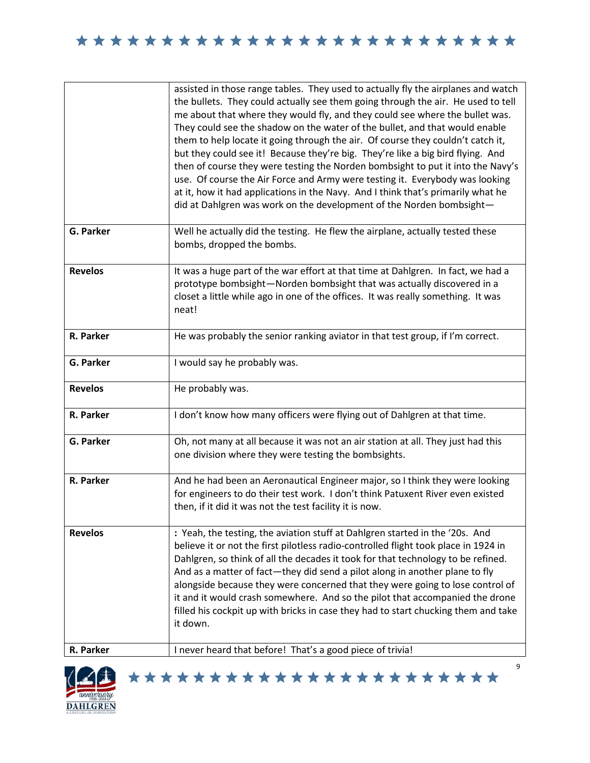| | |
|---|---|
| | assisted in those range tables. They used to actually fly the airplanes and watch the bullets. They could actually see them going through the air. He used to tell me about that where they would fly, and they could see where the bullet was. They could see the shadow on the water of the bullet, and that would enable them to help locate it going through the air. Of course they couldn't catch it, but they could see it! Because they're big. They're like a big bird flying. And then of course they were testing the Norden bombsight to put it into the Navy's use. Of course the Air Force and Army were testing it. Everybody was looking at it, how it had applications in the Navy. And I think that's primarily what he did at Dahlgren was work on the development of the Norden bombsight— |
| **G. Parker** | Well he actually did the testing. He flew the airplane, actually tested these bombs, dropped the bombs. |
| **Revelos** | It was a huge part of the war effort at that time at Dahlgren. In fact, we had a prototype bombsight—Norden bombsight that was actually discovered in a closet a little while ago in one of the offices. It was really something. It was neat! |
| **R. Parker** | He was probably the senior ranking aviator in that test group, if I'm correct. |
| **G. Parker** | I would say he probably was. |
| **Revelos** | He probably was. |
| **R. Parker** | I don't know how many officers were flying out of Dahlgren at that time. |
| **G. Parker** | Oh, not many at all because it was not an air station at all. They just had this one division where they were testing the bombsights. |
| **R. Parker** | And he had been an Aeronautical Engineer major, so I think they were looking for engineers to do their test work. I don't think Patuxent River even existed then, if it did it was not the test facility it is now. |
| **Revelos** | **:** Yeah, the testing, the aviation stuff at Dahlgren started in the '20s. And believe it or not the first pilotless radio-controlled flight took place in 1924 in Dahlgren, so think of all the decades it took for that technology to be refined. And as a matter of fact—they did send a pilot along in another plane to fly alongside because they were concerned that they were going to lose control of it and it would crash somewhere. And so the pilot that accompanied the drone filled his cockpit up with bricks in case they had to start chucking them and take it down. |
| **R. Parker** | I never heard that before! That's a good piece of trivia! |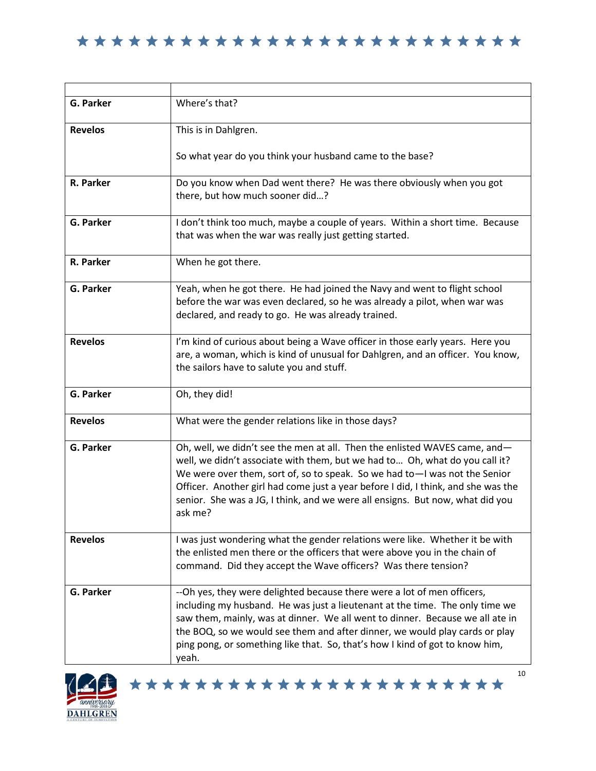| | |
|---|---|
| **G. Parker** | Where's that? |
| **Revelos** | This is in Dahlgren.<br><br>So what year do you think your husband came to the base? |
| **R. Parker** | Do you know when Dad went there? He was there obviously when you got there, but how much sooner did…? |
| **G. Parker** | I don't think too much, maybe a couple of years. Within a short time. Because that was when the war was really just getting started. |
| **R. Parker** | When he got there. |
| **G. Parker** | Yeah, when he got there. He had joined the Navy and went to flight school before the war was even declared, so he was already a pilot, when war was declared, and ready to go. He was already trained. |
| **Revelos** | I'm kind of curious about being a Wave officer in those early years. Here you are, a woman, which is kind of unusual for Dahlgren, and an officer. You know, the sailors have to salute you and stuff. |
| **G. Parker** | Oh, they did! |
| **Revelos** | What were the gender relations like in those days? |
| **G. Parker** | Oh, well, we didn't see the men at all. Then the enlisted WAVES came, and—well, we didn't associate with them, but we had to… Oh, what do you call it? We were over them, sort of, so to speak. So we had to—I was not the Senior Officer. Another girl had come just a year before I did, I think, and she was the senior. She was a JG, I think, and we were all ensigns. But now, what did you ask me? |
| **Revelos** | I was just wondering what the gender relations were like. Whether it be with the enlisted men there or the officers that were above you in the chain of command. Did they accept the Wave officers? Was there tension? |
| **G. Parker** | --Oh yes, they were delighted because there were a lot of men officers, including my husband. He was just a lieutenant at the time. The only time we saw them, mainly, was at dinner. We all went to dinner. Because we all ate in the BOQ, so we would see them and after dinner, we would play cards or play ping pong, or something like that. So, that's how I kind of got to know him, yeah. |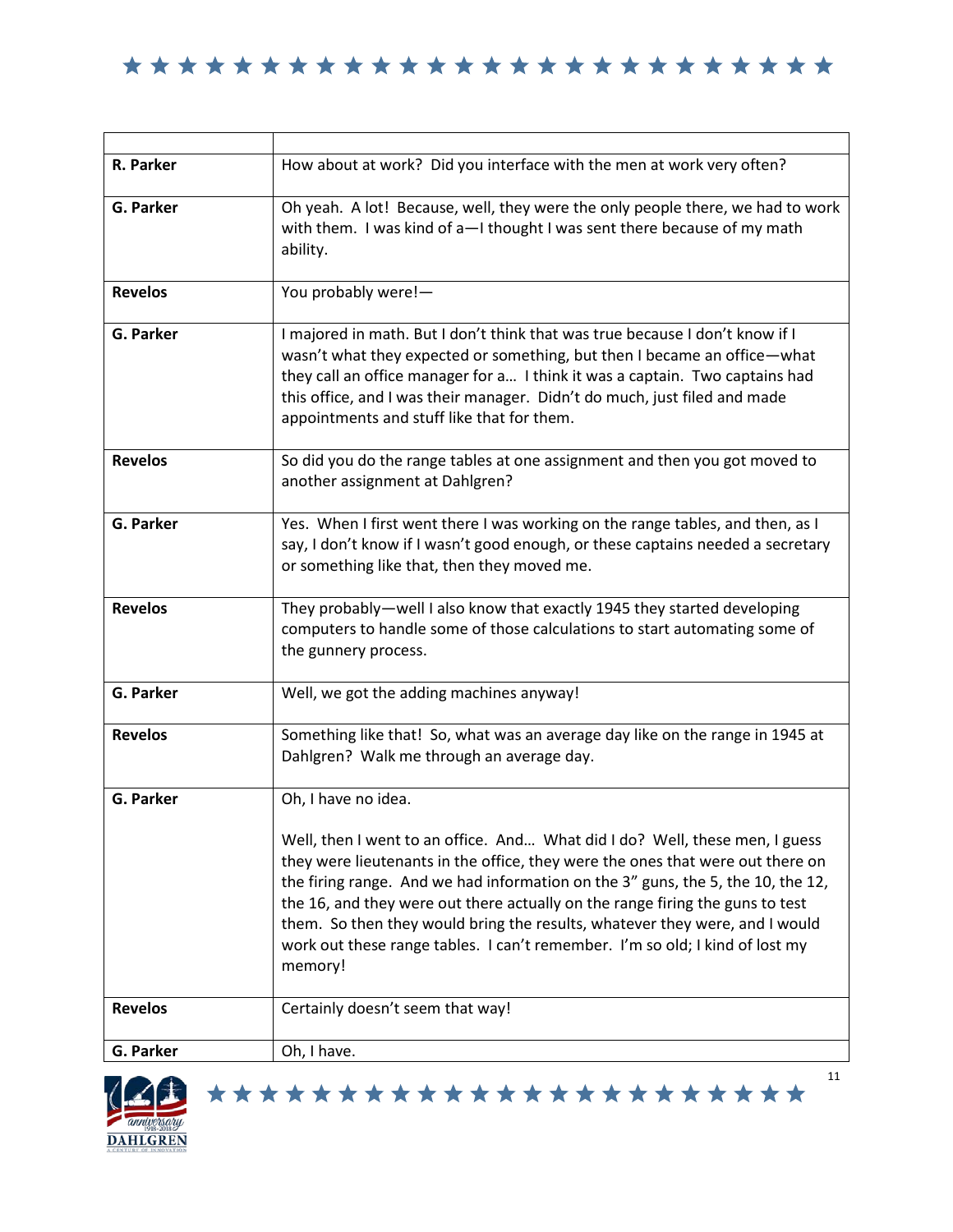| | |
|---|---|
| **R. Parker** | How about at work? Did you interface with the men at work very often? |
| **G. Parker** | Oh yeah. A lot! Because, well, they were the only people there, we had to work with them. I was kind of a—I thought I was sent there because of my math ability. |
| **Revelos** | You probably were!— |
| **G. Parker** | I majored in math. But I don't think that was true because I don't know if I wasn't what they expected or something, but then I became an office—what they call an office manager for a… I think it was a captain. Two captains had this office, and I was their manager. Didn't do much, just filed and made appointments and stuff like that for them. |
| **Revelos** | So did you do the range tables at one assignment and then you got moved to another assignment at Dahlgren? |
| **G. Parker** | Yes. When I first went there I was working on the range tables, and then, as I say, I don't know if I wasn't good enough, or these captains needed a secretary or something like that, then they moved me. |
| **Revelos** | They probably—well I also know that exactly 1945 they started developing computers to handle some of those calculations to start automating some of the gunnery process. |
| **G. Parker** | Well, we got the adding machines anyway! |
| **Revelos** | Something like that! So, what was an average day like on the range in 1945 at Dahlgren? Walk me through an average day. |
| **G. Parker** | Oh, I have no idea.<br><br>Well, then I went to an office. And… What did I do? Well, these men, I guess they were lieutenants in the office, they were the ones that were out there on the firing range. And we had information on the 3" guns, the 5, the 10, the 12, the 16, and they were out there actually on the range firing the guns to test them. So then they would bring the results, whatever they were, and I would work out these range tables. I can't remember. I'm so old; I kind of lost my memory! |
| **Revelos** | Certainly doesn't seem that way! |
| **G. Parker** | Oh, I have. |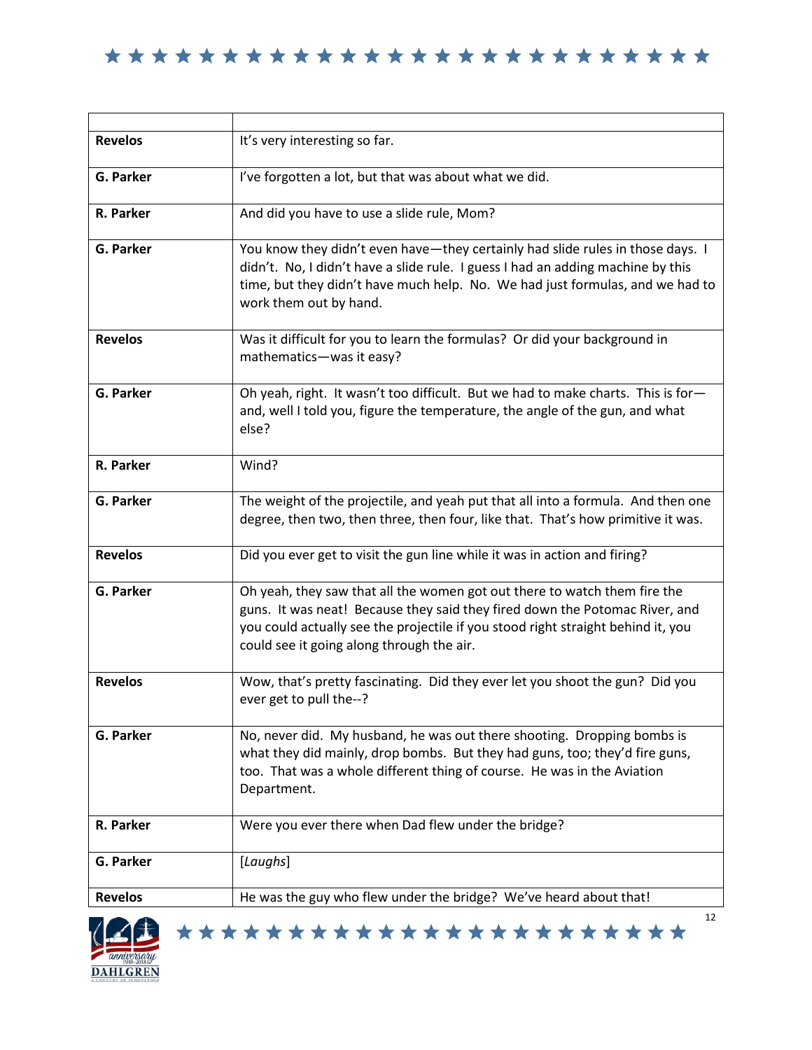| | |
|---|---|
| **Revelos** | It's very interesting so far. |
| **G. Parker** | I've forgotten a lot, but that was about what we did. |
| **R. Parker** | And did you have to use a slide rule, Mom? |
| **G. Parker** | You know they didn't even have—they certainly had slide rules in those days. I didn't. No, I didn't have a slide rule. I guess I had an adding machine by this time, but they didn't have much help. No. We had just formulas, and we had to work them out by hand. |
| **Revelos** | Was it difficult for you to learn the formulas? Or did your background in mathematics—was it easy? |
| **G. Parker** | Oh yeah, right. It wasn't too difficult. But we had to make charts. This is for—and, well I told you, figure the temperature, the angle of the gun, and what else? |
| **R. Parker** | Wind? |
| **G. Parker** | The weight of the projectile, and yeah put that all into a formula. And then one degree, then two, then three, then four, like that. That's how primitive it was. |
| **Revelos** | Did you ever get to visit the gun line while it was in action and firing? |
| **G. Parker** | Oh yeah, they saw that all the women got out there to watch them fire the guns. It was neat! Because they said they fired down the Potomac River, and you could actually see the projectile if you stood right straight behind it, you could see it going along through the air. |
| **Revelos** | Wow, that's pretty fascinating. Did they ever let you shoot the gun? Did you ever get to pull the--? |
| **G. Parker** | No, never did. My husband, he was out there shooting. Dropping bombs is what they did mainly, drop bombs. But they had guns, too; they'd fire guns, too. That was a whole different thing of course. He was in the Aviation Department. |
| **R. Parker** | Were you ever there when Dad flew under the bridge? |
| **G. Parker** | *[Laughs]* |
| **Revelos** | He was the guy who flew under the bridge? We've heard about that! |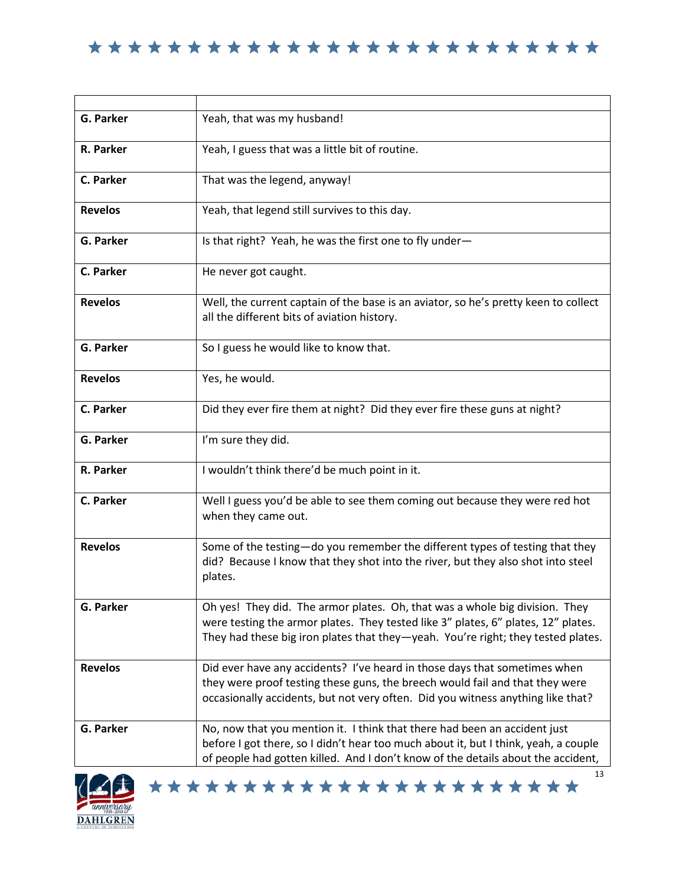| | |
|---|---|
| G. Parker | Yeah, that was my husband! |
| R. Parker | Yeah, I guess that was a little bit of routine. |
| C. Parker | That was the legend, anyway! |
| Revelos | Yeah, that legend still survives to this day. |
| G. Parker | Is that right? Yeah, he was the first one to fly under— |
| C. Parker | He never got caught. |
| Revelos | Well, the current captain of the base is an aviator, so he's pretty keen to collect all the different bits of aviation history. |
| G. Parker | So I guess he would like to know that. |
| Revelos | Yes, he would. |
| C. Parker | Did they ever fire them at night? Did they ever fire these guns at night? |
| G. Parker | I'm sure they did. |
| R. Parker | I wouldn't think there'd be much point in it. |
| C. Parker | Well I guess you'd be able to see them coming out because they were red hot when they came out. |
| Revelos | Some of the testing—do you remember the different types of testing that they did? Because I know that they shot into the river, but they also shot into steel plates. |
| G. Parker | Oh yes! They did. The armor plates. Oh, that was a whole big division. They were testing the armor plates. They tested like 3" plates, 6" plates, 12" plates. They had these big iron plates that they—yeah. You're right; they tested plates. |
| Revelos | Did ever have any accidents? I've heard in those days that sometimes when they were proof testing these guns, the breech would fail and that they were occasionally accidents, but not very often. Did you witness anything like that? |
| G. Parker | No, now that you mention it. I think that there had been an accident just before I got there, so I didn't hear too much about it, but I think, yeah, a couple of people had gotten killed. And I don't know of the details about the accident, |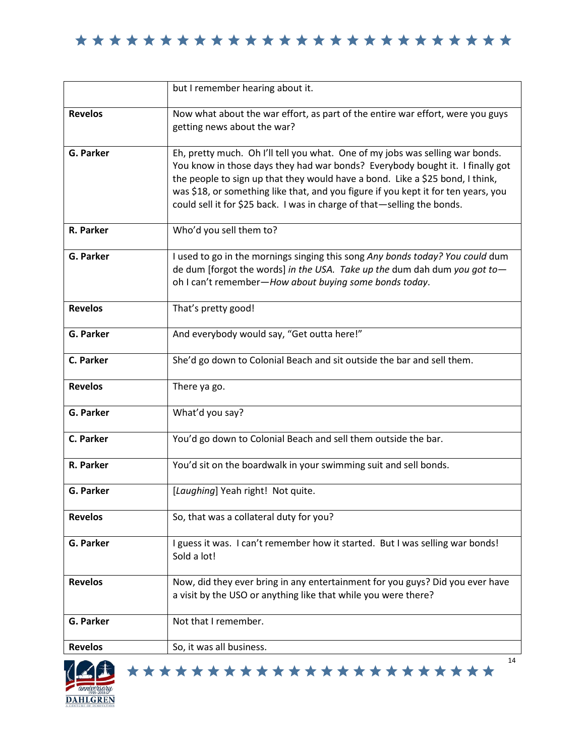| | |
|---|---|
| | but I remember hearing about it. |
| **Revelos** | Now what about the war effort, as part of the entire war effort, were you guys getting news about the war? |
| **G. Parker** | Eh, pretty much. Oh I'll tell you what. One of my jobs was selling war bonds. You know in those days they had war bonds? Everybody bought it. I finally got the people to sign up that they would have a bond. Like a $25 bond, I think, was $18, or something like that, and you figure if you kept it for ten years, you could sell it for $25 back. I was in charge of that—selling the bonds. |
| **R. Parker** | Who'd you sell them to? |
| **G. Parker** | I used to go in the mornings singing this song *Any bonds today? You could* dum de dum [forgot the words] *in the USA. Take up the* dum dah dum *you got to*—oh I can't remember—*How about buying some bonds today*. |
| **Revelos** | That's pretty good! |
| **G. Parker** | And everybody would say, "Get outta here!" |
| **C. Parker** | She'd go down to Colonial Beach and sit outside the bar and sell them. |
| **Revelos** | There ya go. |
| **G. Parker** | What'd you say? |
| **C. Parker** | You'd go down to Colonial Beach and sell them outside the bar. |
| **R. Parker** | You'd sit on the boardwalk in your swimming suit and sell bonds. |
| **G. Parker** | [*Laughing*] Yeah right! Not quite. |
| **Revelos** | So, that was a collateral duty for you? |
| **G. Parker** | I guess it was. I can't remember how it started. But I was selling war bonds! Sold a lot! |
| **Revelos** | Now, did they ever bring in any entertainment for you guys? Did you ever have a visit by the USO or anything like that while you were there? |
| **G. Parker** | Not that I remember. |
| **Revelos** | So, it was all business. |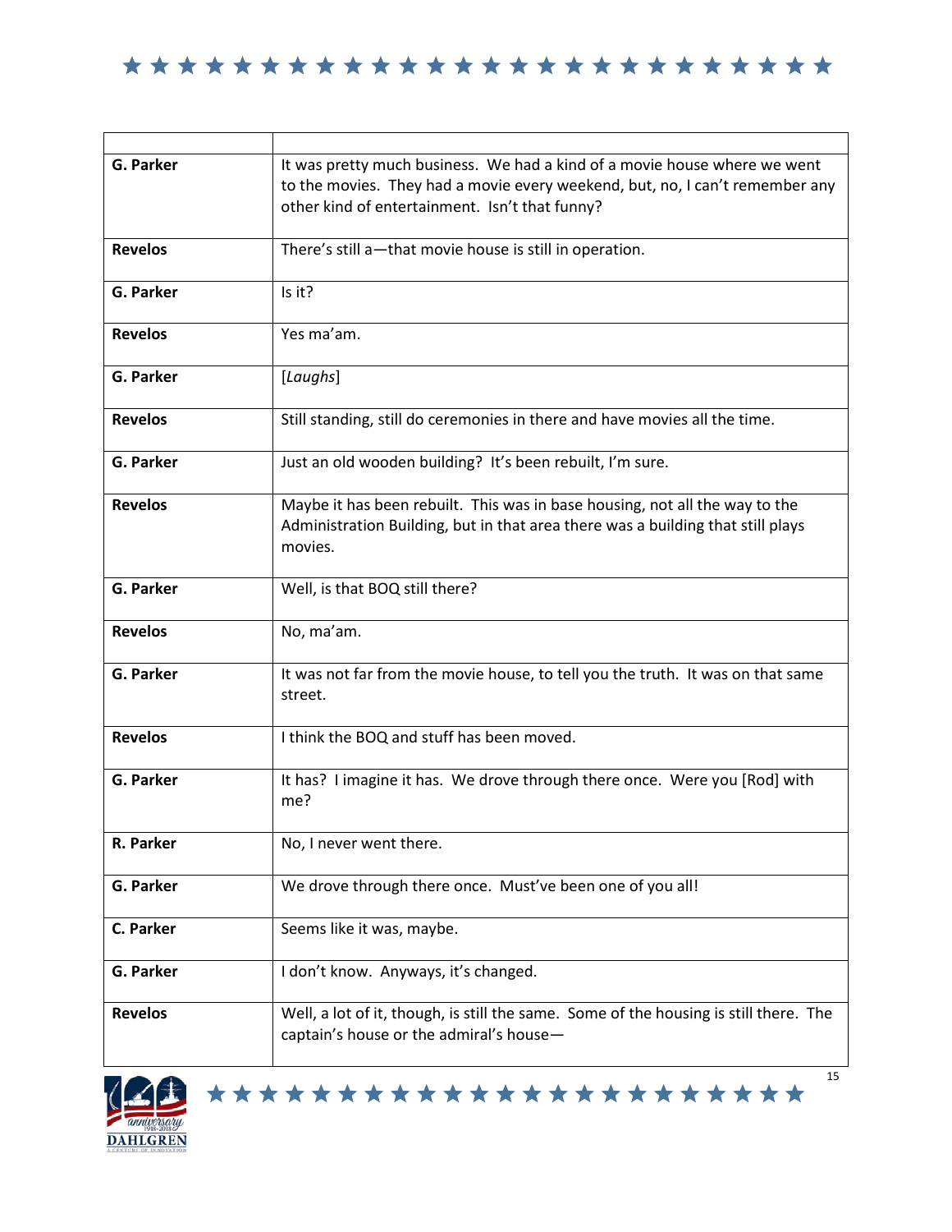| | |
|---|---|
| **G. Parker** | It was pretty much business. We had a kind of a movie house where we went to the movies. They had a movie every weekend, but, no, I can't remember any other kind of entertainment. Isn't that funny? |
| **Revelos** | There's still a—that movie house is still in operation. |
| **G. Parker** | Is it? |
| **Revelos** | Yes ma'am. |
| **G. Parker** | [*Laughs*] |
| **Revelos** | Still standing, still do ceremonies in there and have movies all the time. |
| **G. Parker** | Just an old wooden building? It's been rebuilt, I'm sure. |
| **Revelos** | Maybe it has been rebuilt. This was in base housing, not all the way to the Administration Building, but in that area there was a building that still plays movies. |
| **G. Parker** | Well, is that BOQ still there? |
| **Revelos** | No, ma'am. |
| **G. Parker** | It was not far from the movie house, to tell you the truth. It was on that same street. |
| **Revelos** | I think the BOQ and stuff has been moved. |
| **G. Parker** | It has? I imagine it has. We drove through there once. Were you [Rod] with me? |
| **R. Parker** | No, I never went there. |
| **G. Parker** | We drove through there once. Must've been one of you all! |
| **C. Parker** | Seems like it was, maybe. |
| **G. Parker** | I don't know. Anyways, it's changed. |
| **Revelos** | Well, a lot of it, though, is still the same. Some of the housing is still there. The captain's house or the admiral's house— |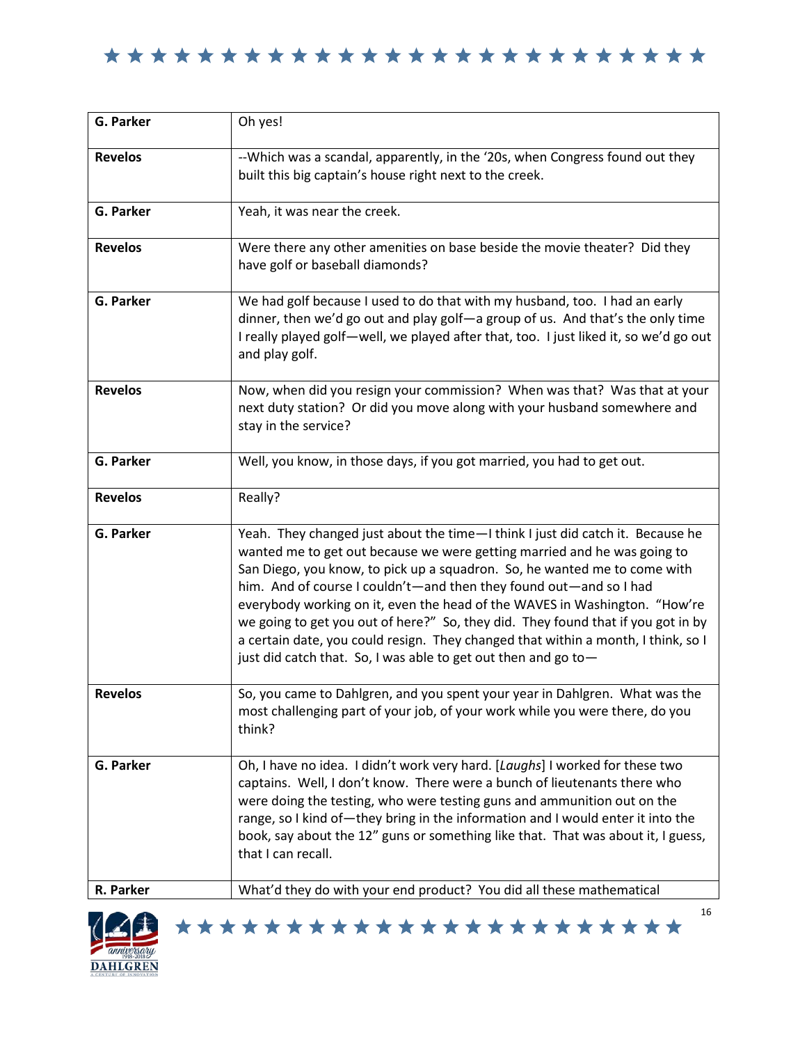| | |
|---|---|
| **G. Parker** | Oh yes! |
| **Revelos** | --Which was a scandal, apparently, in the '20s, when Congress found out they built this big captain's house right next to the creek. |
| **G. Parker** | Yeah, it was near the creek. |
| **Revelos** | Were there any other amenities on base beside the movie theater? Did they have golf or baseball diamonds? |
| **G. Parker** | We had golf because I used to do that with my husband, too. I had an early dinner, then we'd go out and play golf—a group of us. And that's the only time I really played golf—well, we played after that, too. I just liked it, so we'd go out and play golf. |
| **Revelos** | Now, when did you resign your commission? When was that? Was that at your next duty station? Or did you move along with your husband somewhere and stay in the service? |
| **G. Parker** | Well, you know, in those days, if you got married, you had to get out. |
| **Revelos** | Really? |
| **G. Parker** | Yeah. They changed just about the time—I think I just did catch it. Because he wanted me to get out because we were getting married and he was going to San Diego, you know, to pick up a squadron. So, he wanted me to come with him. And of course I couldn't—and then they found out—and so I had everybody working on it, even the head of the WAVES in Washington. "How're we going to get you out of here?" So, they did. They found that if you got in by a certain date, you could resign. They changed that within a month, I think, so I just did catch that. So, I was able to get out then and go to— |
| **Revelos** | So, you came to Dahlgren, and you spent your year in Dahlgren. What was the most challenging part of your job, of your work while you were there, do you think? |
| **G. Parker** | Oh, I have no idea. I didn't work very hard. [*Laughs*] I worked for these two captains. Well, I don't know. There were a bunch of lieutenants there who were doing the testing, who were testing guns and ammunition out on the range, so I kind of—they bring in the information and I would enter it into the book, say about the 12" guns or something like that. That was about it, I guess, that I can recall. |
| **R. Parker** | What'd they do with your end product? You did all these mathematical |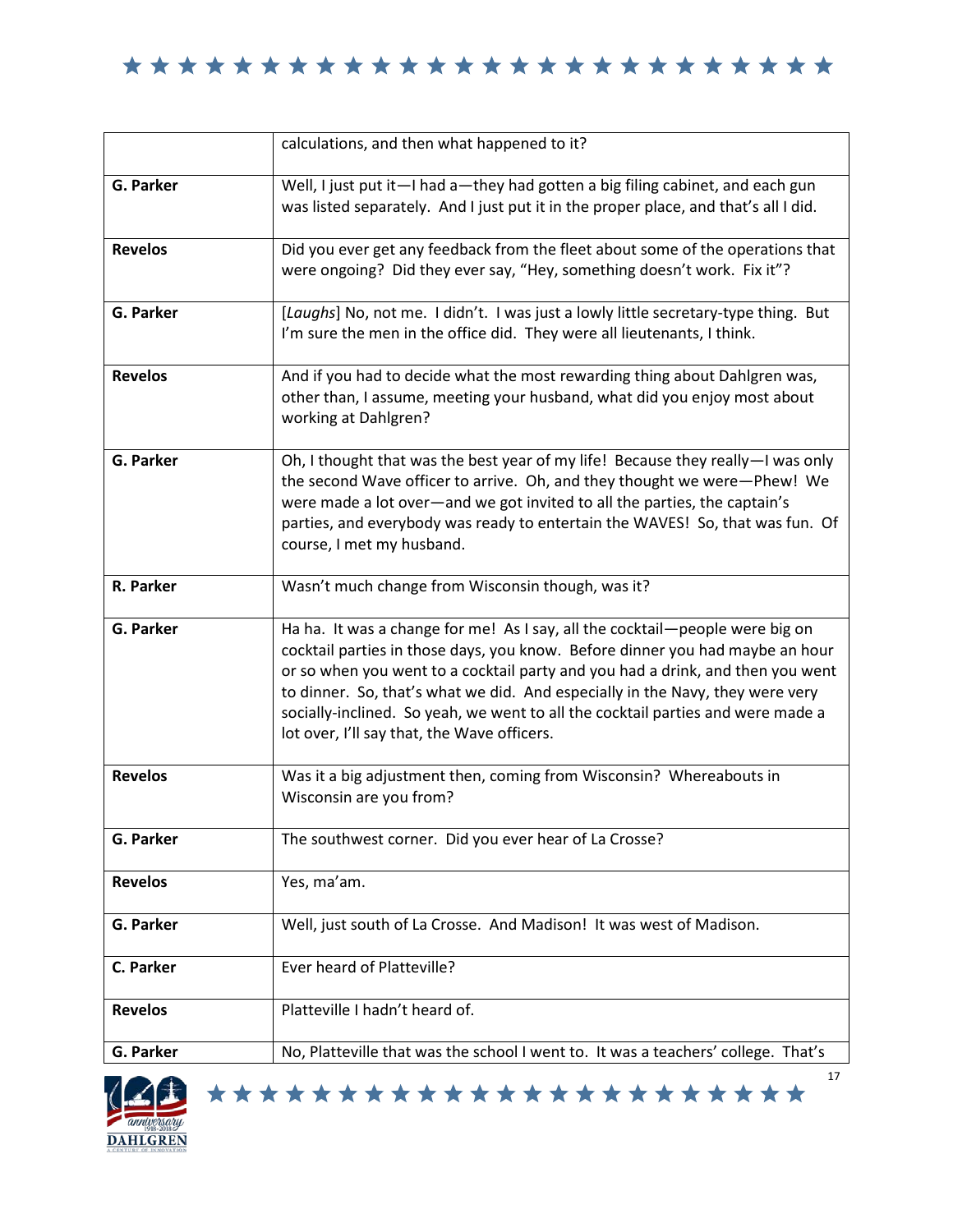| | |
|---|---|
| | calculations, and then what happened to it? |
| **G. Parker** | Well, I just put it—I had a—they had gotten a big filing cabinet, and each gun was listed separately. And I just put it in the proper place, and that's all I did. |
| **Revelos** | Did you ever get any feedback from the fleet about some of the operations that were ongoing? Did they ever say, "Hey, something doesn't work. Fix it"? |
| **G. Parker** | [*Laughs*] No, not me. I didn't. I was just a lowly little secretary-type thing. But I'm sure the men in the office did. They were all lieutenants, I think. |
| **Revelos** | And if you had to decide what the most rewarding thing about Dahlgren was, other than, I assume, meeting your husband, what did you enjoy most about working at Dahlgren? |
| **G. Parker** | Oh, I thought that was the best year of my life! Because they really—I was only the second Wave officer to arrive. Oh, and they thought we were—Phew! We were made a lot over—and we got invited to all the parties, the captain's parties, and everybody was ready to entertain the WAVES! So, that was fun. Of course, I met my husband. |
| **R. Parker** | Wasn't much change from Wisconsin though, was it? |
| **G. Parker** | Ha ha. It was a change for me! As I say, all the cocktail—people were big on cocktail parties in those days, you know. Before dinner you had maybe an hour or so when you went to a cocktail party and you had a drink, and then you went to dinner. So, that's what we did. And especially in the Navy, they were very socially-inclined. So yeah, we went to all the cocktail parties and were made a lot over, I'll say that, the Wave officers. |
| **Revelos** | Was it a big adjustment then, coming from Wisconsin? Whereabouts in Wisconsin are you from? |
| **G. Parker** | The southwest corner. Did you ever hear of La Crosse? |
| **Revelos** | Yes, ma'am. |
| **G. Parker** | Well, just south of La Crosse. And Madison! It was west of Madison. |
| **C. Parker** | Ever heard of Platteville? |
| **Revelos** | Platteville I hadn't heard of. |
| **G. Parker** | No, Platteville that was the school I went to. It was a teachers' college. That's |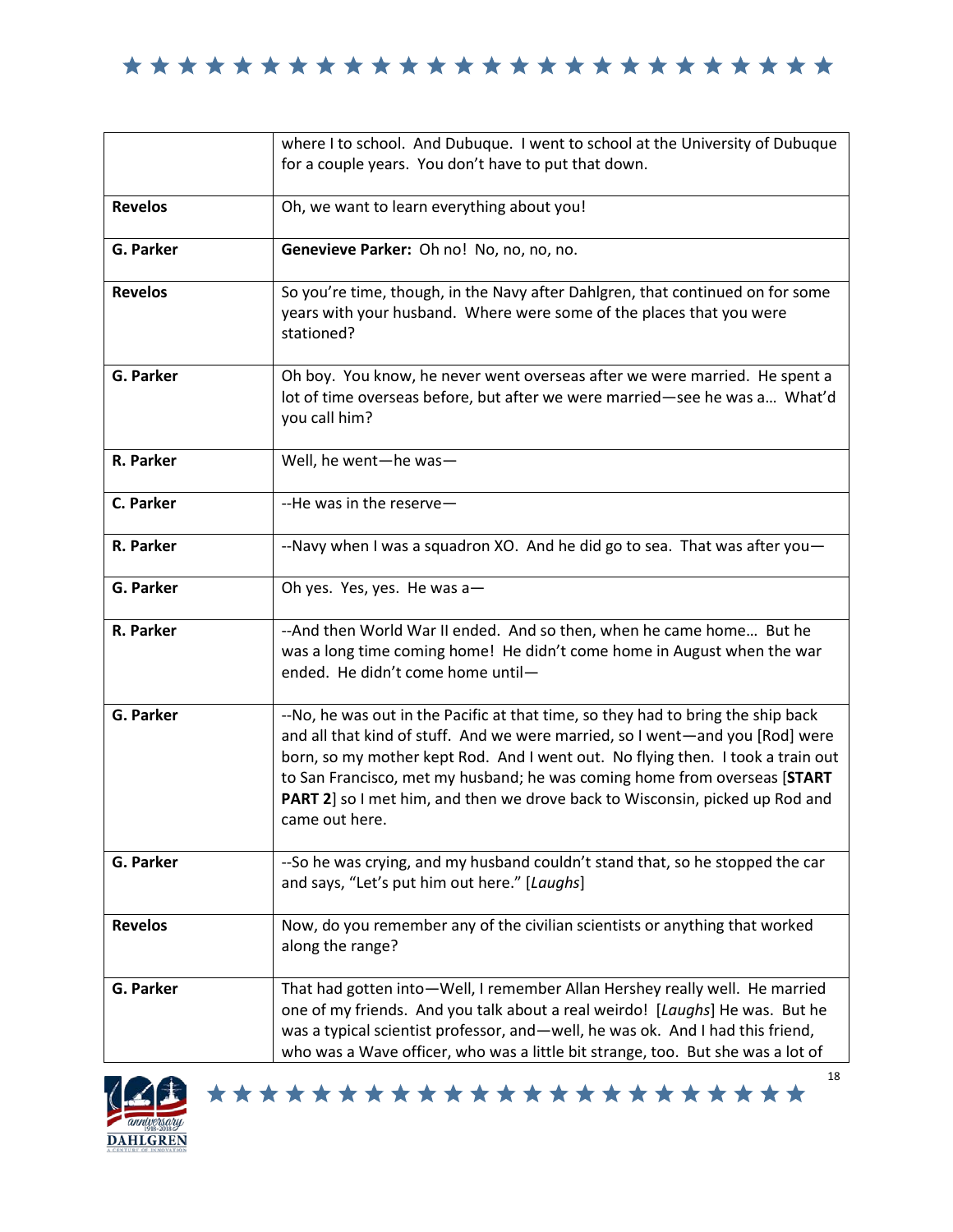| | |
|---|---|
| | where I to school. And Dubuque. I went to school at the University of Dubuque for a couple years. You don't have to put that down. |
| **Revelos** | Oh, we want to learn everything about you! |
| **G. Parker** | **Genevieve Parker:** Oh no! No, no, no, no. |
| **Revelos** | So you're time, though, in the Navy after Dahlgren, that continued on for some years with your husband. Where were some of the places that you were stationed? |
| **G. Parker** | Oh boy. You know, he never went overseas after we were married. He spent a lot of time overseas before, but after we were married—see he was a… What'd you call him? |
| **R. Parker** | Well, he went—he was— |
| **C. Parker** | --He was in the reserve— |
| **R. Parker** | --Navy when I was a squadron XO. And he did go to sea. That was after you— |
| **G. Parker** | Oh yes. Yes, yes. He was a— |
| **R. Parker** | --And then World War II ended. And so then, when he came home… But he was a long time coming home! He didn't come home in August when the war ended. He didn't come home until— |
| **G. Parker** | --No, he was out in the Pacific at that time, so they had to bring the ship back and all that kind of stuff. And we were married, so I went—and you [Rod] were born, so my mother kept Rod. And I went out. No flying then. I took a train out to San Francisco, met my husband; he was coming home from overseas [**START PART 2**] so I met him, and then we drove back to Wisconsin, picked up Rod and came out here. |
| **G. Parker** | --So he was crying, and my husband couldn't stand that, so he stopped the car and says, "Let's put him out here." [*Laughs*] |
| **Revelos** | Now, do you remember any of the civilian scientists or anything that worked along the range? |
| **G. Parker** | That had gotten into—Well, I remember Allan Hershey really well. He married one of my friends. And you talk about a real weirdo! [*Laughs*] He was. But he was a typical scientist professor, and—well, he was ok. And I had this friend, who was a Wave officer, who was a little bit strange, too. But she was a lot of |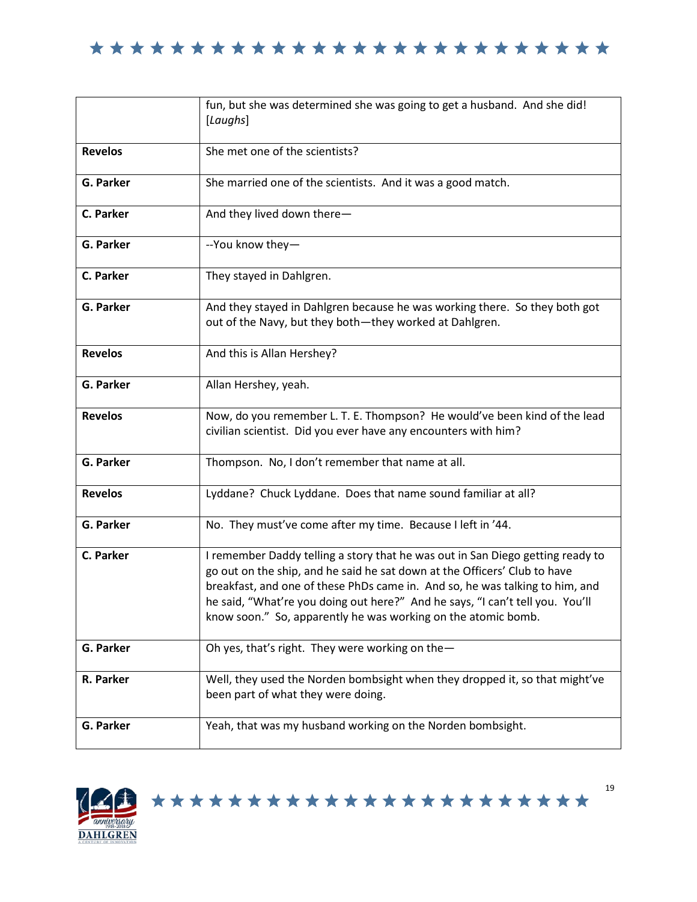| | |
|---|---|
| | fun, but she was determined she was going to get a husband. And she did! [*Laughs*] |
| **Revelos** | She met one of the scientists? |
| **G. Parker** | She married one of the scientists. And it was a good match. |
| **C. Parker** | And they lived down there— |
| **G. Parker** | --You know they— |
| **C. Parker** | They stayed in Dahlgren. |
| **G. Parker** | And they stayed in Dahlgren because he was working there. So they both got out of the Navy, but they both—they worked at Dahlgren. |
| **Revelos** | And this is Allan Hershey? |
| **G. Parker** | Allan Hershey, yeah. |
| **Revelos** | Now, do you remember L. T. E. Thompson? He would've been kind of the lead civilian scientist. Did you ever have any encounters with him? |
| **G. Parker** | Thompson. No, I don't remember that name at all. |
| **Revelos** | Lyddane? Chuck Lyddane. Does that name sound familiar at all? |
| **G. Parker** | No. They must've come after my time. Because I left in '44. |
| **C. Parker** | I remember Daddy telling a story that he was out in San Diego getting ready to go out on the ship, and he said he sat down at the Officers' Club to have breakfast, and one of these PhDs came in. And so, he was talking to him, and he said, "What're you doing out here?" And he says, "I can't tell you. You'll know soon." So, apparently he was working on the atomic bomb. |
| **G. Parker** | Oh yes, that's right. They were working on the— |
| **R. Parker** | Well, they used the Norden bombsight when they dropped it, so that might've been part of what they were doing. |
| **G. Parker** | Yeah, that was my husband working on the Norden bombsight. |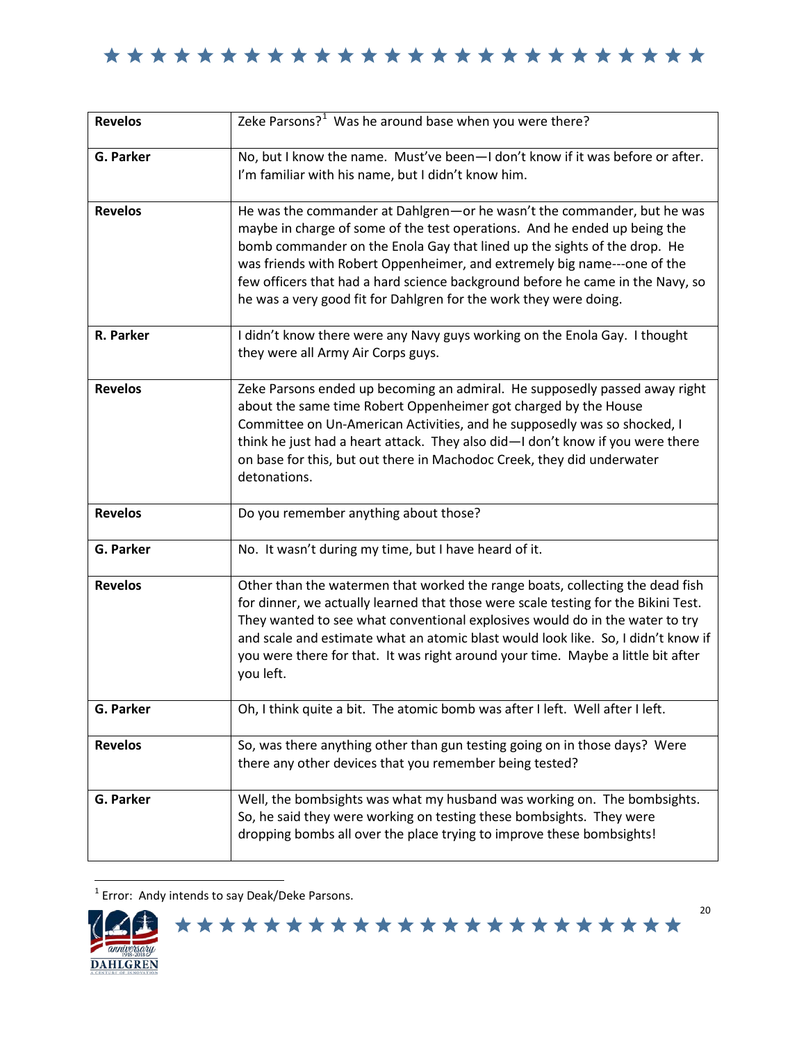| | |
|---|---|
| **Revelos** | Zeke Parsons?[1] Was he around base when you were there? |
| **G. Parker** | No, but I know the name. Must've been—I don't know if it was before or after. I'm familiar with his name, but I didn't know him. |
| **Revelos** | He was the commander at Dahlgren—or he wasn't the commander, but he was maybe in charge of some of the test operations. And he ended up being the bomb commander on the Enola Gay that lined up the sights of the drop. He was friends with Robert Oppenheimer, and extremely big name---one of the few officers that had a hard science background before he came in the Navy, so he was a very good fit for Dahlgren for the work they were doing. |
| **R. Parker** | I didn't know there were any Navy guys working on the Enola Gay. I thought they were all Army Air Corps guys. |
| **Revelos** | Zeke Parsons ended up becoming an admiral. He supposedly passed away right about the same time Robert Oppenheimer got charged by the House Committee on Un-American Activities, and he supposedly was so shocked, I think he just had a heart attack. They also did—I don't know if you were there on base for this, but out there in Machodoc Creek, they did underwater detonations. |
| **Revelos** | Do you remember anything about those? |
| **G. Parker** | No. It wasn't during my time, but I have heard of it. |
| **Revelos** | Other than the watermen that worked the range boats, collecting the dead fish for dinner, we actually learned that those were scale testing for the Bikini Test. They wanted to see what conventional explosives would do in the water to try and scale and estimate what an atomic blast would look like. So, I didn't know if you were there for that. It was right around your time. Maybe a little bit after you left. |
| **G. Parker** | Oh, I think quite a bit. The atomic bomb was after I left. Well after I left. |
| **Revelos** | So, was there anything other than gun testing going on in those days? Were there any other devices that you remember being tested? |
| **G. Parker** | Well, the bombsights was what my husband was working on. The bombsights. So, he said they were working on testing these bombsights. They were dropping bombs all over the place trying to improve these bombsights! |

[1] Error: Andy intends to say Deak/Deke Parsons.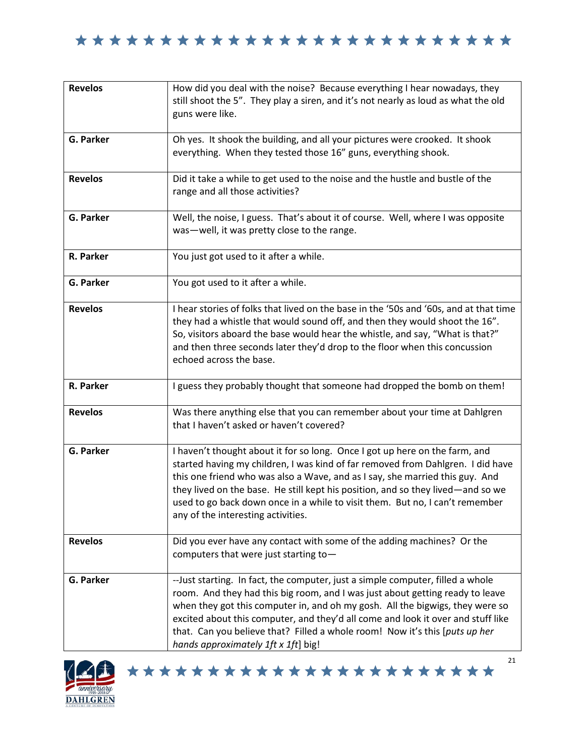| | |
|---|---|
| **Revelos** | How did you deal with the noise? Because everything I hear nowadays, they still shoot the 5". They play a siren, and it's not nearly as loud as what the old guns were like. |
| **G. Parker** | Oh yes. It shook the building, and all your pictures were crooked. It shook everything. When they tested those 16" guns, everything shook. |
| **Revelos** | Did it take a while to get used to the noise and the hustle and bustle of the range and all those activities? |
| **G. Parker** | Well, the noise, I guess. That's about it of course. Well, where I was opposite was—well, it was pretty close to the range. |
| **R. Parker** | You just got used to it after a while. |
| **G. Parker** | You got used to it after a while. |
| **Revelos** | I hear stories of folks that lived on the base in the '50s and '60s, and at that time they had a whistle that would sound off, and then they would shoot the 16". So, visitors aboard the base would hear the whistle, and say, "What is that?" and then three seconds later they'd drop to the floor when this concussion echoed across the base. |
| **R. Parker** | I guess they probably thought that someone had dropped the bomb on them! |
| **Revelos** | Was there anything else that you can remember about your time at Dahlgren that I haven't asked or haven't covered? |
| **G. Parker** | I haven't thought about it for so long. Once I got up here on the farm, and started having my children, I was kind of far removed from Dahlgren. I did have this one friend who was also a Wave, and as I say, she married this guy. And they lived on the base. He still kept his position, and so they lived—and so we used to go back down once in a while to visit them. But no, I can't remember any of the interesting activities. |
| **Revelos** | Did you ever have any contact with some of the adding machines? Or the computers that were just starting to— |
| **G. Parker** | --Just starting. In fact, the computer, just a simple computer, filled a whole room. And they had this big room, and I was just about getting ready to leave when they got this computer in, and oh my gosh. All the bigwigs, they were so excited about this computer, and they'd all come and look it over and stuff like that. Can you believe that? Filled a whole room! Now it's this [*puts up her hands approximately 1ft x 1ft*] big! |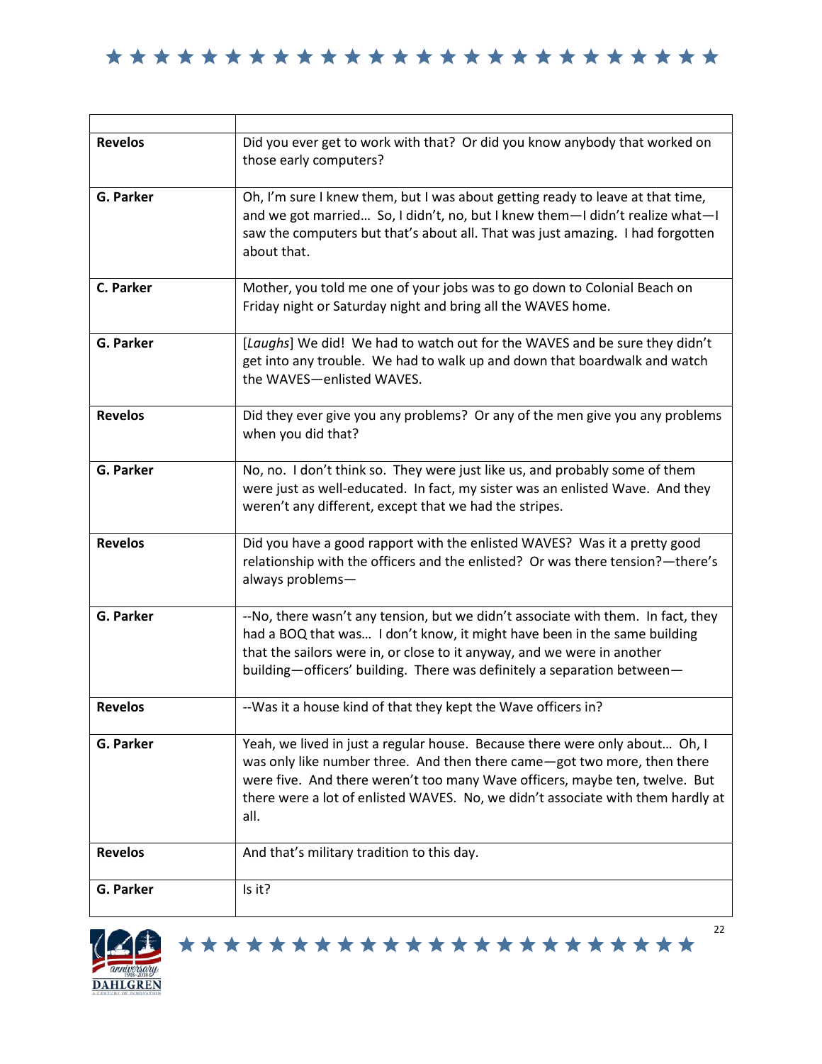| | |
|---|---|
| **Revelos** | Did you ever get to work with that? Or did you know anybody that worked on those early computers? |
| **G. Parker** | Oh, I'm sure I knew them, but I was about getting ready to leave at that time, and we got married… So, I didn't, no, but I knew them—I didn't realize what—I saw the computers but that's about all. That was just amazing. I had forgotten about that. |
| **C. Parker** | Mother, you told me one of your jobs was to go down to Colonial Beach on Friday night or Saturday night and bring all the WAVES home. |
| **G. Parker** | [*Laughs*] We did! We had to watch out for the WAVES and be sure they didn't get into any trouble. We had to walk up and down that boardwalk and watch the WAVES—enlisted WAVES. |
| **Revelos** | Did they ever give you any problems? Or any of the men give you any problems when you did that? |
| **G. Parker** | No, no. I don't think so. They were just like us, and probably some of them were just as well-educated. In fact, my sister was an enlisted Wave. And they weren't any different, except that we had the stripes. |
| **Revelos** | Did you have a good rapport with the enlisted WAVES? Was it a pretty good relationship with the officers and the enlisted? Or was there tension?—there's always problems— |
| **G. Parker** | --No, there wasn't any tension, but we didn't associate with them. In fact, they had a BOQ that was… I don't know, it might have been in the same building that the sailors were in, or close to it anyway, and we were in another building—officers' building. There was definitely a separation between— |
| **Revelos** | --Was it a house kind of that they kept the Wave officers in? |
| **G. Parker** | Yeah, we lived in just a regular house. Because there were only about… Oh, I was only like number three. And then there came—got two more, then there were five. And there weren't too many Wave officers, maybe ten, twelve. But there were a lot of enlisted WAVES. No, we didn't associate with them hardly at all. |
| **Revelos** | And that's military tradition to this day. |
| **G. Parker** | Is it? |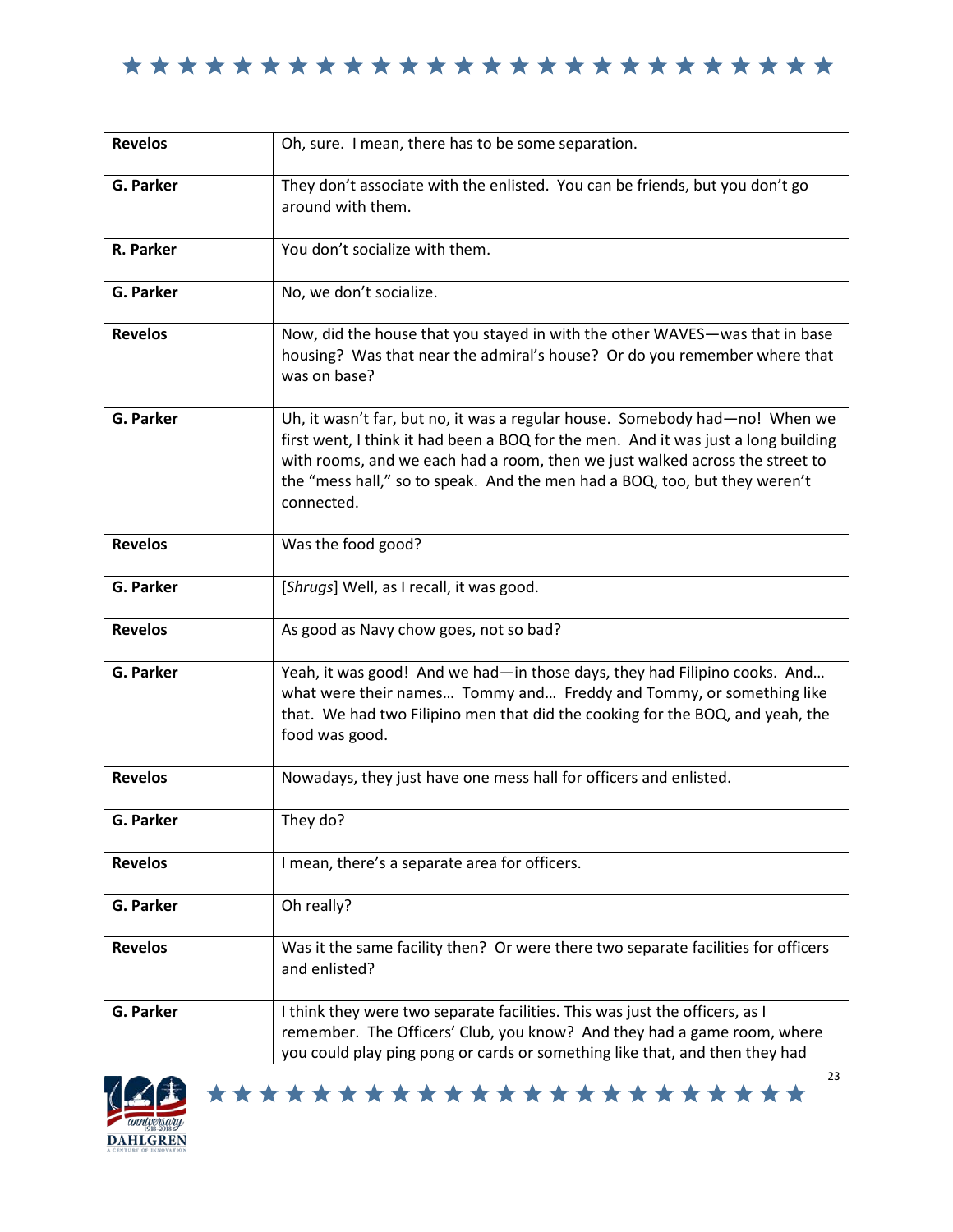| | |
|---|---|
| **Revelos** | Oh, sure. I mean, there has to be some separation. |
| **G. Parker** | They don't associate with the enlisted. You can be friends, but you don't go around with them. |
| **R. Parker** | You don't socialize with them. |
| **G. Parker** | No, we don't socialize. |
| **Revelos** | Now, did the house that you stayed in with the other WAVES—was that in base housing? Was that near the admiral's house? Or do you remember where that was on base? |
| **G. Parker** | Uh, it wasn't far, but no, it was a regular house. Somebody had—no! When we first went, I think it had been a BOQ for the men. And it was just a long building with rooms, and we each had a room, then we just walked across the street to the "mess hall," so to speak. And the men had a BOQ, too, but they weren't connected. |
| **Revelos** | Was the food good? |
| **G. Parker** | [*Shrugs*] Well, as I recall, it was good. |
| **Revelos** | As good as Navy chow goes, not so bad? |
| **G. Parker** | Yeah, it was good! And we had—in those days, they had Filipino cooks. And… what were their names… Tommy and… Freddy and Tommy, or something like that. We had two Filipino men that did the cooking for the BOQ, and yeah, the food was good. |
| **Revelos** | Nowadays, they just have one mess hall for officers and enlisted. |
| **G. Parker** | They do? |
| **Revelos** | I mean, there's a separate area for officers. |
| **G. Parker** | Oh really? |
| **Revelos** | Was it the same facility then? Or were there two separate facilities for officers and enlisted? |
| **G. Parker** | I think they were two separate facilities. This was just the officers, as I remember. The Officers' Club, you know? And they had a game room, where you could play ping pong or cards or something like that, and then they had |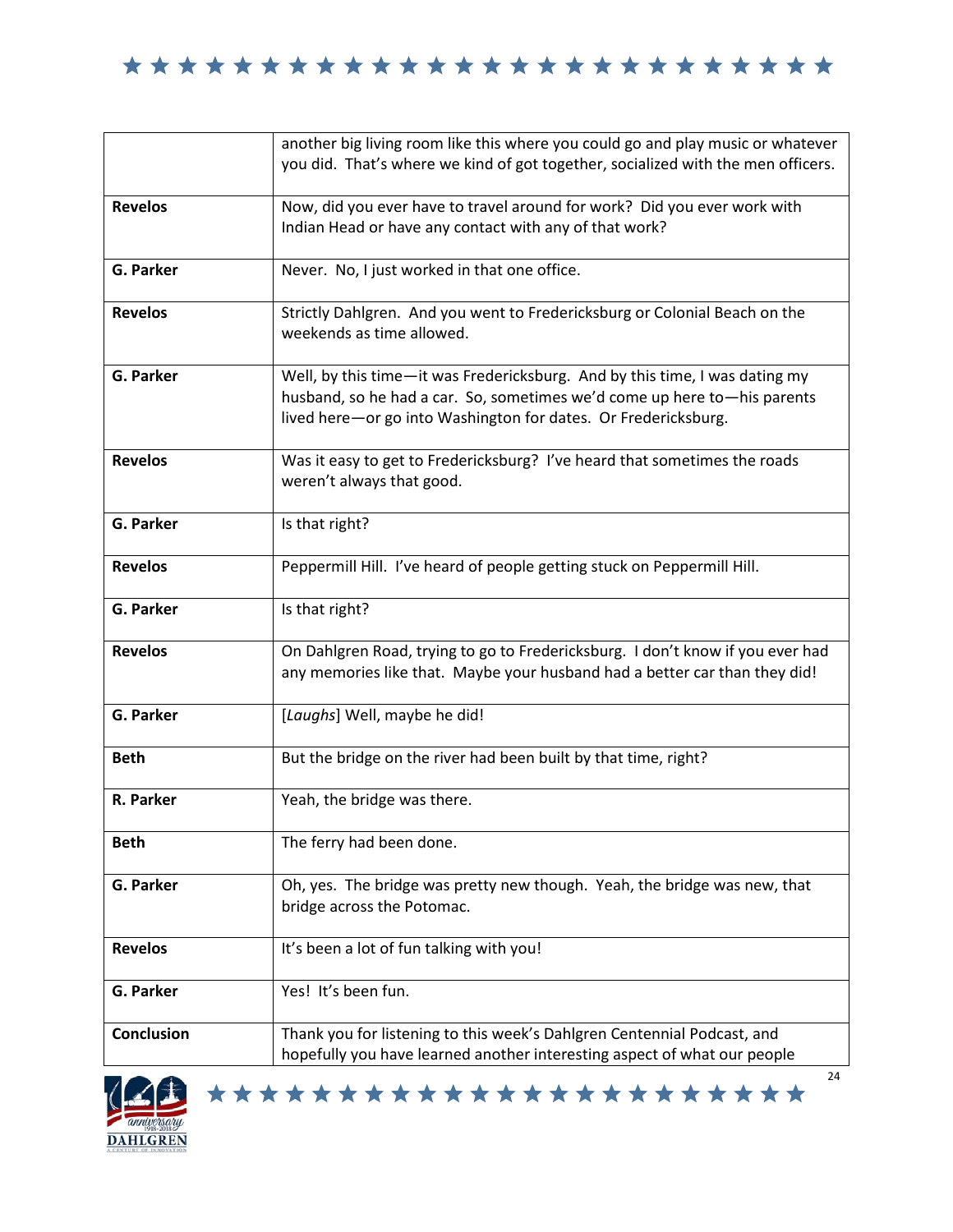|  |  |
|---|---|
|  | another big living room like this where you could go and play music or whatever you did. That's where we kind of got together, socialized with the men officers. |
| **Revelos** | Now, did you ever have to travel around for work? Did you ever work with Indian Head or have any contact with any of that work? |
| **G. Parker** | Never. No, I just worked in that one office. |
| **Revelos** | Strictly Dahlgren. And you went to Fredericksburg or Colonial Beach on the weekends as time allowed. |
| **G. Parker** | Well, by this time—it was Fredericksburg. And by this time, I was dating my husband, so he had a car. So, sometimes we'd come up here to—his parents lived here—or go into Washington for dates. Or Fredericksburg. |
| **Revelos** | Was it easy to get to Fredericksburg? I've heard that sometimes the roads weren't always that good. |
| **G. Parker** | Is that right? |
| **Revelos** | Peppermill Hill. I've heard of people getting stuck on Peppermill Hill. |
| **G. Parker** | Is that right? |
| **Revelos** | On Dahlgren Road, trying to go to Fredericksburg. I don't know if you ever had any memories like that. Maybe your husband had a better car than they did! |
| **G. Parker** | [*Laughs*] Well, maybe he did! |
| **Beth** | But the bridge on the river had been built by that time, right? |
| **R. Parker** | Yeah, the bridge was there. |
| **Beth** | The ferry had been done. |
| **G. Parker** | Oh, yes. The bridge was pretty new though. Yeah, the bridge was new, that bridge across the Potomac. |
| **Revelos** | It's been a lot of fun talking with you! |
| **G. Parker** | Yes! It's been fun. |
| **Conclusion** | Thank you for listening to this week's Dahlgren Centennial Podcast, and hopefully you have learned another interesting aspect of what our people |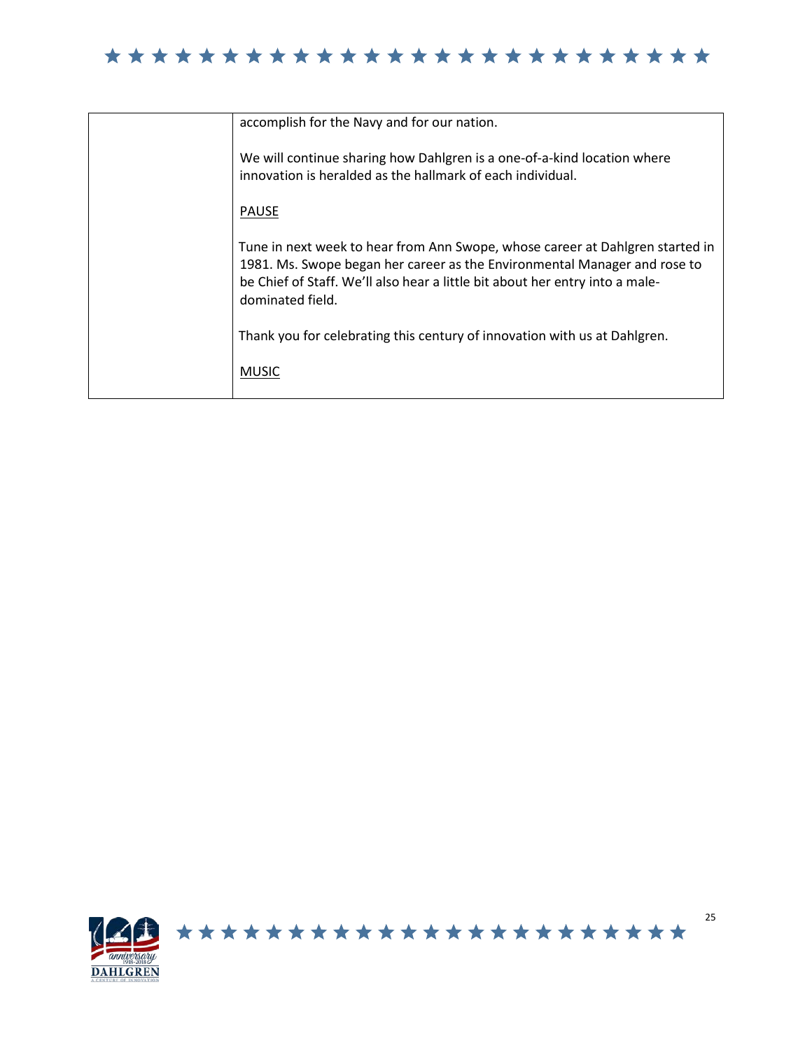| | |
|---|---|
| | accomplish for the Navy and for our nation.<br><br>We will continue sharing how Dahlgren is a one-of-a-kind location where innovation is heralded as the hallmark of each individual.<br><br><u>PAUSE</u><br><br>Tune in next week to hear from Ann Swope, whose career at Dahlgren started in 1981. Ms. Swope began her career as the Environmental Manager and rose to be Chief of Staff. We'll also hear a little bit about her entry into a male-dominated field.<br><br>Thank you for celebrating this century of innovation with us at Dahlgren.<br><br><u>MUSIC</u> |